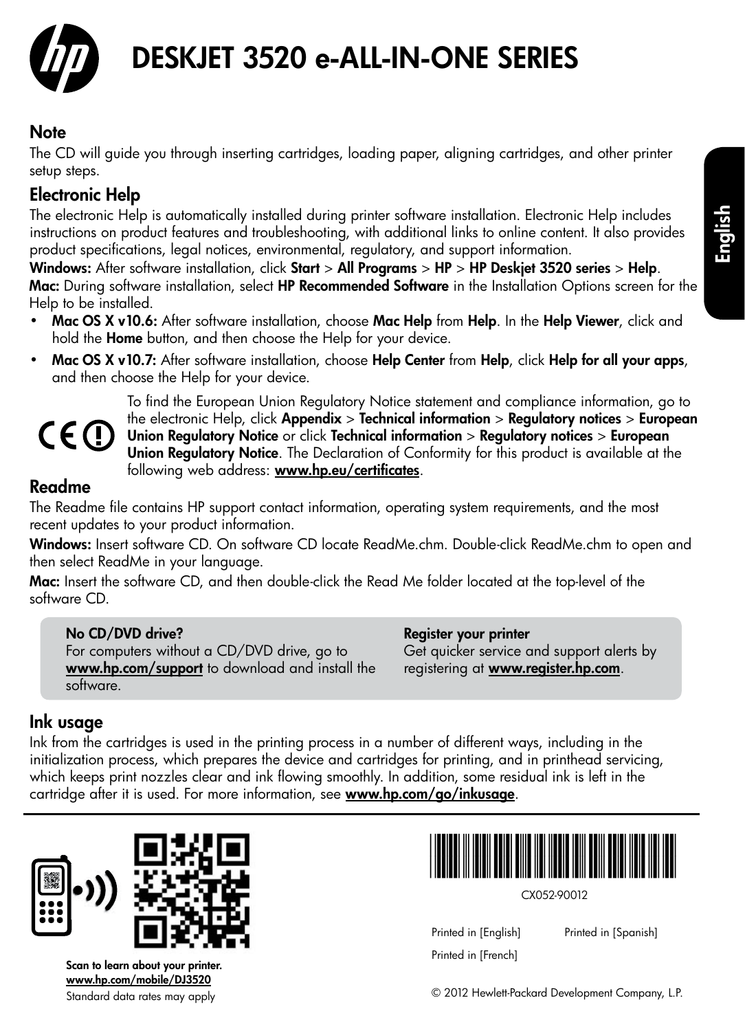# DESKJET 3520 e-ALL-IN-ONE SERIES

English

## Note

The CD will guide you through inserting cartridges, loading paper, aligning cartridges, and other printer setup steps.

## Electronic Help

The electronic Help is automatically installed during printer software installation. Electronic Help includes instructions on product features and troubleshooting, with additional links to online content. It also provides product specifications, legal notices, environmental, regulatory, and support information.

**Windows:** After software installation, click **Start** > **All Programs** > **HP** > **HP Deskjet 3520 series** > **Help**.

**Mac:** During software installation, select **HP Recommended Software** in the Installation Options screen for the Help to be installed.

- **Mac OS X v10.6:** After software installation, choose **Mac Help** from **Help**. In the **Help Viewer**, click and hold the **Home** button, and then choose the Help for your device.
- **Mac OS X v10.7:** After software installation, choose **Help Center** from **Help**, click **Help for all your apps**, and then choose the Help for your device.

To find the European Union Regulatory Notice statement and compliance information, go to the electronic Help, click **Appendix** > **Technical information** > **Regulatory notices** > **European Union Regulatory Notice** or click **Technical information** > **Regulatory notices** > **European Union Regulatory Notice**. The Declaration of Conformity for this product is available at the following web address: **www.hp.eu/certificates**.

## Readme

The Readme file contains HP support contact information, operating system requirements, and the most recent updates to your product information.

**Windows:** Insert software CD. On software CD locate ReadMe.chm. Double-click ReadMe.chm to open and then select ReadMe in your language.

**Mac:** Insert the software CD, and then double-click the Read Me folder located at the top-level of the software CD.

**No CD/DVD drive?**
For computers without a CD/DVD drive, go to **www.hp.com/support** to download and install the software.

**Register your printer**
Get quicker service and support alerts by registering at **www.register.hp.com**.

## Ink usage

Ink from the cartridges is used in the printing process in a number of different ways, including in the initialization process, which prepares the device and cartridges for printing, and in printhead servicing, which keeps print nozzles clear and ink flowing smoothly. In addition, some residual ink is left in the cartridge after it is used. For more information, see **www.hp.com/go/inkusage**.

**Scan to learn about your printer.**
**www.hp.com/mobile/DJ3520**
Standard data rates may apply

CX052-90012

Printed in [English]    Printed in [Spanish]
Printed in [French]

© 2012 Hewlett-Packard Development Company, L.P.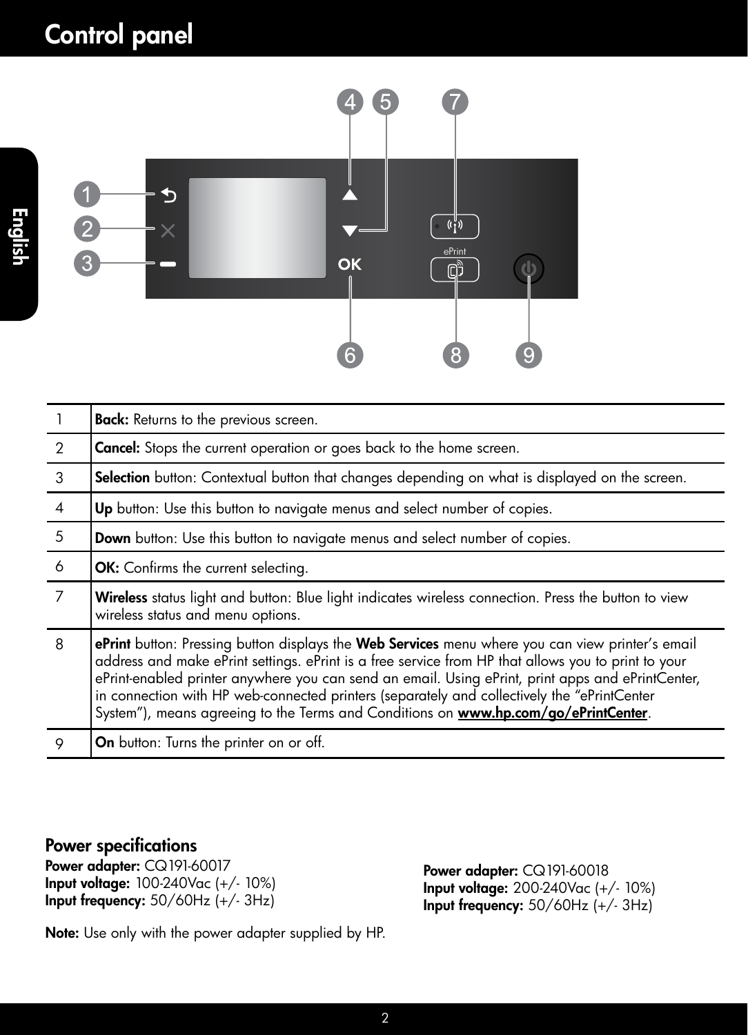# Control panel

| | |
|---|---|
| 1 | **Back:** Returns to the previous screen. |
| 2 | **Cancel:** Stops the current operation or goes back to the home screen. |
| 3 | **Selection** button: Contextual button that changes depending on what is displayed on the screen. |
| 4 | **Up** button: Use this button to navigate menus and select number of copies. |
| 5 | **Down** button: Use this button to navigate menus and select number of copies. |
| 6 | **OK:** Confirms the current selecting. |
| 7 | **Wireless** status light and button: Blue light indicates wireless connection. Press the button to view wireless status and menu options. |
| 8 | **ePrint** button: Pressing button displays the **Web Services** menu where you can view printer's email address and make ePrint settings. ePrint is a free service from HP that allows you to print to your ePrint-enabled printer anywhere you can send an email. Using ePrint, print apps and ePrintCenter, in connection with HP web-connected printers (separately and collectively the "ePrintCenter System"), means agreeing to the Terms and Conditions on **www.hp.com/go/ePrintCenter**. |
| 9 | **On** button: Turns the printer on or off. |

## Power specifications

**Power adapter:** CQ191-60017
**Input voltage:** 100-240Vac (+/- 10%)
**Input frequency:** 50/60Hz (+/- 3Hz)

**Power adapter:** CQ191-60018
**Input voltage:** 200-240Vac (+/- 10%)
**Input frequency:** 50/60Hz (+/- 3Hz)

**Note:** Use only with the power adapter supplied by HP.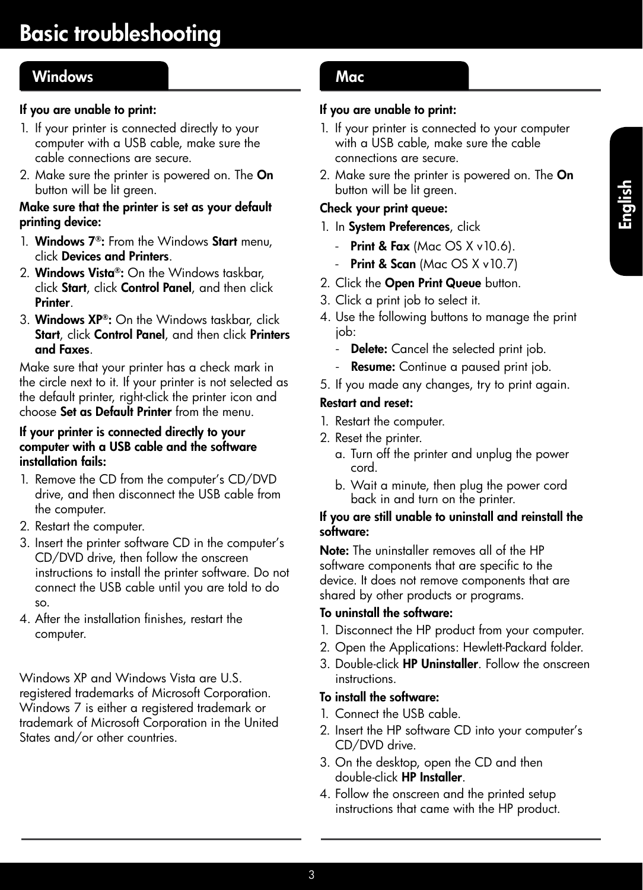# Basic troubleshooting

## Windows

**If you are unable to print:**

1. If your printer is connected directly to your computer with a USB cable, make sure the cable connections are secure.
2. Make sure the printer is powered on. The **On** button will be lit green.

**Make sure that the printer is set as your default printing device:**

1. **Windows 7®:** From the Windows **Start** menu, click **Devices and Printers**.
2. **Windows Vista®:** On the Windows taskbar, click **Start**, click **Control Panel**, and then click **Printer**.
3. **Windows XP®:** On the Windows taskbar, click **Start**, click **Control Panel**, and then click **Printers and Faxes**.

Make sure that your printer has a check mark in the circle next to it. If your printer is not selected as the default printer, right-click the printer icon and choose **Set as Default Printer** from the menu.

**If your printer is connected directly to your computer with a USB cable and the software installation fails:**

1. Remove the CD from the computer's CD/DVD drive, and then disconnect the USB cable from the computer.
2. Restart the computer.
3. Insert the printer software CD in the computer's CD/DVD drive, then follow the onscreen instructions to install the printer software. Do not connect the USB cable until you are told to do so.
4. After the installation finishes, restart the computer.

Windows XP and Windows Vista are U.S. registered trademarks of Microsoft Corporation. Windows 7 is either a registered trademark or trademark of Microsoft Corporation in the United States and/or other countries.

## Mac

**If you are unable to print:**

1. If your printer is connected to your computer with a USB cable, make sure the cable connections are secure.
2. Make sure the printer is powered on. The **On** button will be lit green.

**Check your print queue:**

1. In **System Preferences**, click
   - **Print & Fax** (Mac OS X v10.6).
   - **Print & Scan** (Mac OS X v10.7)
2. Click the **Open Print Queue** button.
3. Click a print job to select it.
4. Use the following buttons to manage the print job:
   - **Delete:** Cancel the selected print job.
   - **Resume:** Continue a paused print job.
5. If you made any changes, try to print again.

**Restart and reset:**

1. Restart the computer.
2. Reset the printer.
   a. Turn off the printer and unplug the power cord.
   b. Wait a minute, then plug the power cord back in and turn on the printer.

**If you are still unable to uninstall and reinstall the software:**

**Note:** The uninstaller removes all of the HP software components that are specific to the device. It does not remove components that are shared by other products or programs.

**To uninstall the software:**

1. Disconnect the HP product from your computer.
2. Open the Applications: Hewlett-Packard folder.
3. Double-click **HP Uninstaller**. Follow the onscreen instructions.

**To install the software:**

1. Connect the USB cable.
2. Insert the HP software CD into your computer's CD/DVD drive.
3. On the desktop, open the CD and then double-click **HP Installer**.
4. Follow the onscreen and the printed setup instructions that came with the HP product.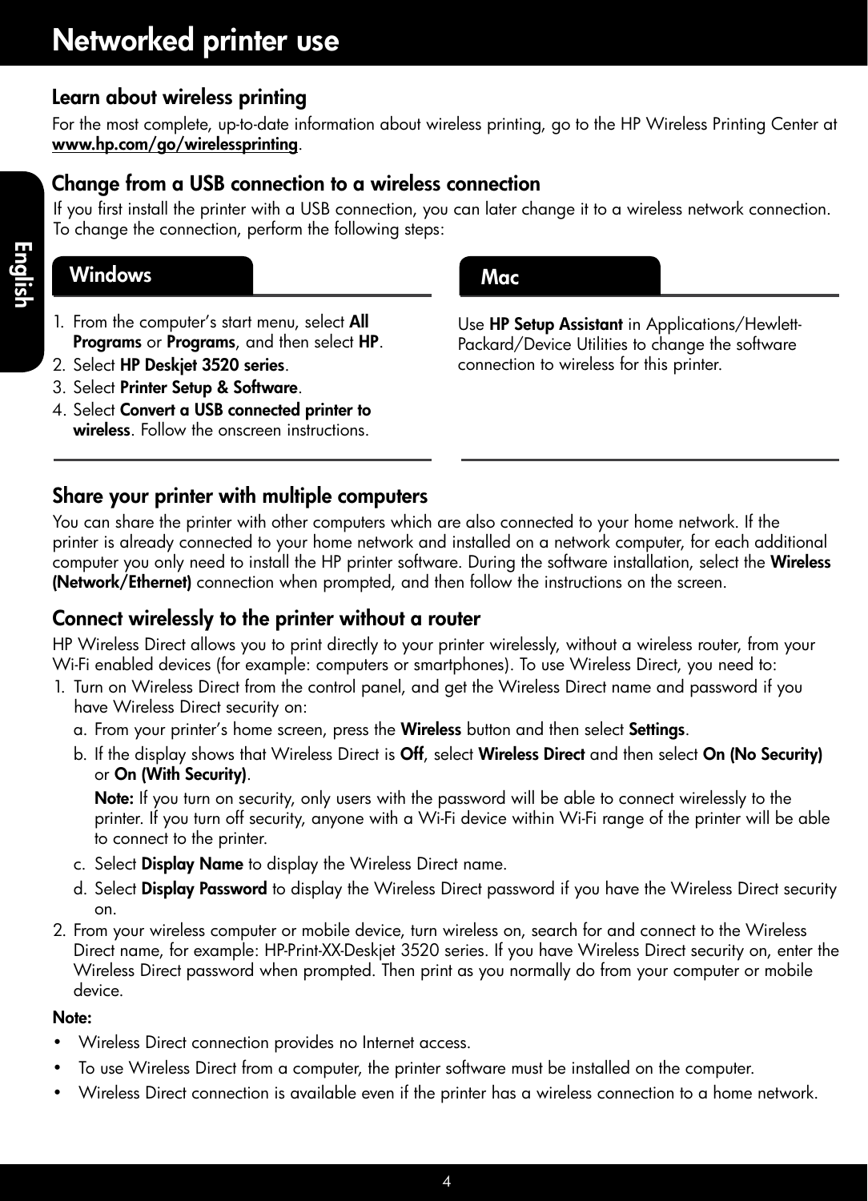# Networked printer use

## Learn about wireless printing

For the most complete, up-to-date information about wireless printing, go to the HP Wireless Printing Center at **www.hp.com/go/wirelessprinting**.

## Change from a USB connection to a wireless connection

If you first install the printer with a USB connection, you can later change it to a wireless network connection. To change the connection, perform the following steps:

### Windows

1. From the computer's start menu, select **All Programs** or **Programs**, and then select **HP**.
2. Select **HP Deskjet 3520 series**.
3. Select **Printer Setup & Software**.
4. Select **Convert a USB connected printer to wireless**. Follow the onscreen instructions.

### Mac

Use **HP Setup Assistant** in Applications/Hewlett-Packard/Device Utilities to change the software connection to wireless for this printer.

## Share your printer with multiple computers

You can share the printer with other computers which are also connected to your home network. If the printer is already connected to your home network and installed on a network computer, for each additional computer you only need to install the HP printer software. During the software installation, select the **Wireless (Network/Ethernet)** connection when prompted, and then follow the instructions on the screen.

## Connect wirelessly to the printer without a router

HP Wireless Direct allows you to print directly to your printer wirelessly, without a wireless router, from your Wi-Fi enabled devices (for example: computers or smartphones). To use Wireless Direct, you need to:

1. Turn on Wireless Direct from the control panel, and get the Wireless Direct name and password if you have Wireless Direct security on:
   a. From your printer's home screen, press the **Wireless** button and then select **Settings**.
   b. If the display shows that Wireless Direct is **Off**, select **Wireless Direct** and then select **On (No Security)** or **On (With Security)**.

      **Note:** If you turn on security, only users with the password will be able to connect wirelessly to the printer. If you turn off security, anyone with a Wi-Fi device within Wi-Fi range of the printer will be able to connect to the printer.

   c. Select **Display Name** to display the Wireless Direct name.
   d. Select **Display Password** to display the Wireless Direct password if you have the Wireless Direct security on.
2. From your wireless computer or mobile device, turn wireless on, search for and connect to the Wireless Direct name, for example: HP-Print-XX-Deskjet 3520 series. If you have Wireless Direct security on, enter the Wireless Direct password when prompted. Then print as you normally do from your computer or mobile device.

**Note:**

- Wireless Direct connection provides no Internet access.
- To use Wireless Direct from a computer, the printer software must be installed on the computer.
- Wireless Direct connection is available even if the printer has a wireless connection to a home network.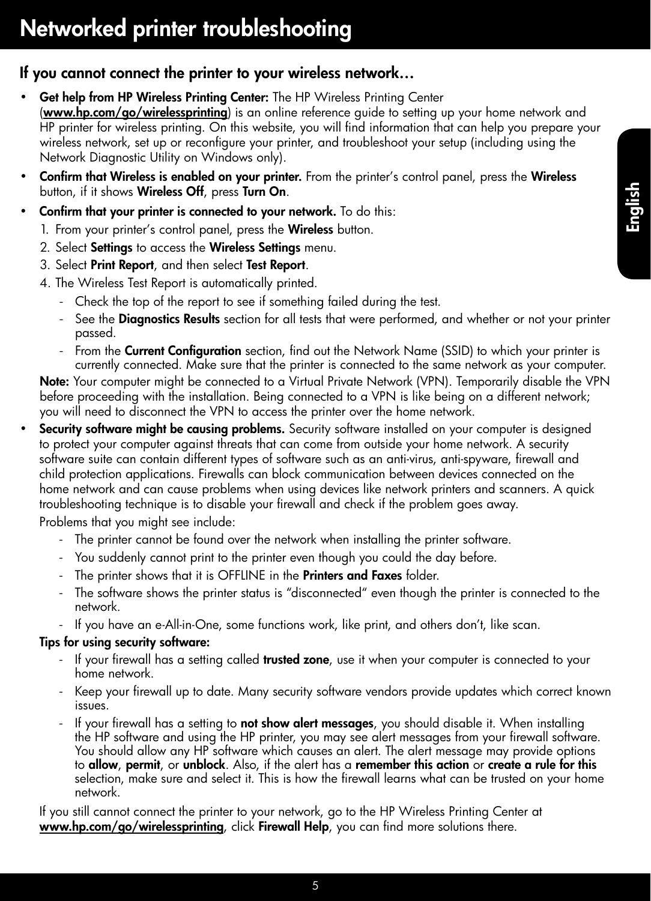# Networked printer troubleshooting

### If you cannot connect the printer to your wireless network…

- **Get help from HP Wireless Printing Center:** The HP Wireless Printing Center (**www.hp.com/go/wirelessprinting**) is an online reference guide to setting up your home network and HP printer for wireless printing. On this website, you will find information that can help you prepare your wireless network, set up or reconfigure your printer, and troubleshoot your setup (including using the Network Diagnostic Utility on Windows only).
- **Confirm that Wireless is enabled on your printer.** From the printer's control panel, press the **Wireless** button, if it shows **Wireless Off**, press **Turn On**.
- **Confirm that your printer is connected to your network.** To do this:
  1. From your printer's control panel, press the **Wireless** button.
  2. Select **Settings** to access the **Wireless Settings** menu.
  3. Select **Print Report**, and then select **Test Report**.
  4. The Wireless Test Report is automatically printed.
     - Check the top of the report to see if something failed during the test.
     - See the **Diagnostics Results** section for all tests that were performed, and whether or not your printer passed.
     - From the **Current Configuration** section, find out the Network Name (SSID) to which your printer is currently connected. Make sure that the printer is connected to the same network as your computer.

  **Note:** Your computer might be connected to a Virtual Private Network (VPN). Temporarily disable the VPN before proceeding with the installation. Being connected to a VPN is like being on a different network; you will need to disconnect the VPN to access the printer over the home network.
- **Security software might be causing problems.** Security software installed on your computer is designed to protect your computer against threats that can come from outside your home network. A security software suite can contain different types of software such as an anti-virus, anti-spyware, firewall and child protection applications. Firewalls can block communication between devices connected on the home network and can cause problems when using devices like network printers and scanners. A quick troubleshooting technique is to disable your firewall and check if the problem goes away.

  Problems that you might see include:
  - The printer cannot be found over the network when installing the printer software.
  - You suddenly cannot print to the printer even though you could the day before.
  - The printer shows that it is OFFLINE in the **Printers and Faxes** folder.
  - The software shows the printer status is "disconnected" even though the printer is connected to the network.
  - If you have an e-All-in-One, some functions work, like print, and others don't, like scan.

  **Tips for using security software:**
  - If your firewall has a setting called **trusted zone**, use it when your computer is connected to your home network.
  - Keep your firewall up to date. Many security software vendors provide updates which correct known issues.
  - If your firewall has a setting to **not show alert messages**, you should disable it. When installing the HP software and using the HP printer, you may see alert messages from your firewall software. You should allow any HP software which causes an alert. The alert message may provide options to **allow**, **permit**, or **unblock**. Also, if the alert has a **remember this action** or **create a rule for this** selection, make sure and select it. This is how the firewall learns what can be trusted on your home network.

  If you still cannot connect the printer to your network, go to the HP Wireless Printing Center at **www.hp.com/go/wirelessprinting**, click **Firewall Help**, you can find more solutions there.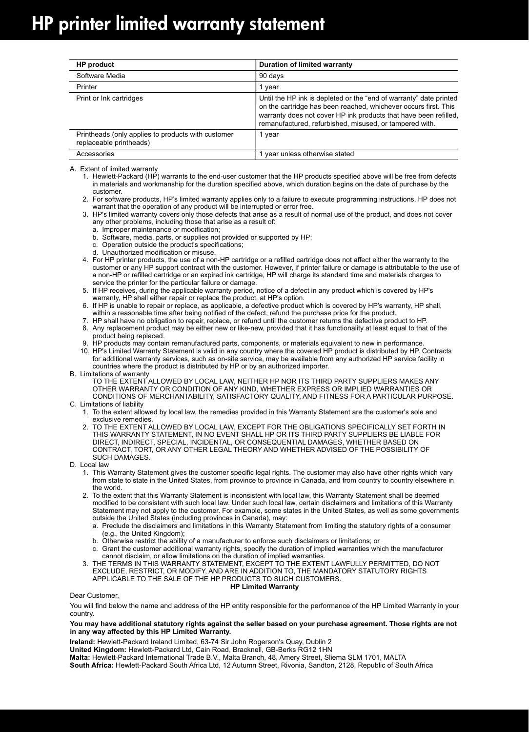# HP printer limited warranty statement

| HP product | Duration of limited warranty |
|---|---|
| Software Media | 90 days |
| Printer | 1 year |
| Print or Ink cartridges | Until the HP ink is depleted or the "end of warranty" date printed on the cartridge has been reached, whichever occurs first. This warranty does not cover HP ink products that have been refilled, remanufactured, refurbished, misused, or tampered with. |
| Printheads (only applies to products with customer replaceable printheads) | 1 year |
| Accessories | 1 year unless otherwise stated |

A. Extent of limited warranty
   1. Hewlett-Packard (HP) warrants to the end-user customer that the HP products specified above will be free from defects in materials and workmanship for the duration specified above, which duration begins on the date of purchase by the customer.
   2. For software products, HP's limited warranty applies only to a failure to execute programming instructions. HP does not warrant that the operation of any product will be interrupted or error free.
   3. HP's limited warranty covers only those defects that arise as a result of normal use of the product, and does not cover any other problems, including those that arise as a result of:
      a. Improper maintenance or modification;
      b. Software, media, parts, or supplies not provided or supported by HP;
      c. Operation outside the product's specifications;
      d. Unauthorized modification or misuse.
   4. For HP printer products, the use of a non-HP cartridge or a refilled cartridge does not affect either the warranty to the customer or any HP support contract with the customer. However, if printer failure or damage is attributable to the use of a non-HP or refilled cartridge or an expired ink cartridge, HP will charge its standard time and materials charges to service the printer for the particular failure or damage.
   5. If HP receives, during the applicable warranty period, notice of a defect in any product which is covered by HP's warranty, HP shall either repair or replace the product, at HP's option.
   6. If HP is unable to repair or replace, as applicable, a defective product which is covered by HP's warranty, HP shall, within a reasonable time after being notified of the defect, refund the purchase price for the product.
   7. HP shall have no obligation to repair, replace, or refund until the customer returns the defective product to HP.
   8. Any replacement product may be either new or like-new, provided that it has functionality at least equal to that of the product being replaced.
   9. HP products may contain remanufactured parts, components, or materials equivalent to new in performance.
   10. HP's Limited Warranty Statement is valid in any country where the covered HP product is distributed by HP. Contracts for additional warranty services, such as on-site service, may be available from any authorized HP service facility in countries where the product is distributed by HP or by an authorized importer.

B. Limitations of warranty
   TO THE EXTENT ALLOWED BY LOCAL LAW, NEITHER HP NOR ITS THIRD PARTY SUPPLIERS MAKES ANY OTHER WARRANTY OR CONDITION OF ANY KIND, WHETHER EXPRESS OR IMPLIED WARRANTIES OR CONDITIONS OF MERCHANTABILITY, SATISFACTORY QUALITY, AND FITNESS FOR A PARTICULAR PURPOSE.

C. Limitations of liability
   1. To the extent allowed by local law, the remedies provided in this Warranty Statement are the customer's sole and exclusive remedies.
   2. TO THE EXTENT ALLOWED BY LOCAL LAW, EXCEPT FOR THE OBLIGATIONS SPECIFICALLY SET FORTH IN THIS WARRANTY STATEMENT, IN NO EVENT SHALL HP OR ITS THIRD PARTY SUPPLIERS BE LIABLE FOR DIRECT, INDIRECT, SPECIAL, INCIDENTAL, OR CONSEQUENTIAL DAMAGES, WHETHER BASED ON CONTRACT, TORT, OR ANY OTHER LEGAL THEORY AND WHETHER ADVISED OF THE POSSIBILITY OF SUCH DAMAGES.

D. Local law
   1. This Warranty Statement gives the customer specific legal rights. The customer may also have other rights which vary from state to state in the United States, from province to province in Canada, and from country to country elsewhere in the world.
   2. To the extent that this Warranty Statement is inconsistent with local law, this Warranty Statement shall be deemed modified to be consistent with such local law. Under such local law, certain disclaimers and limitations of this Warranty Statement may not apply to the customer. For example, some states in the United States, as well as some governments outside the United States (including provinces in Canada), may:
      a. Preclude the disclaimers and limitations in this Warranty Statement from limiting the statutory rights of a consumer (e.g., the United Kingdom);
      b. Otherwise restrict the ability of a manufacturer to enforce such disclaimers or limitations; or
      c. Grant the customer additional warranty rights, specify the duration of implied warranties which the manufacturer cannot disclaim, or allow limitations on the duration of implied warranties.
   3. THE TERMS IN THIS WARRANTY STATEMENT, EXCEPT TO THE EXTENT LAWFULLY PERMITTED, DO NOT EXCLUDE, RESTRICT, OR MODIFY, AND ARE IN ADDITION TO, THE MANDATORY STATUTORY RIGHTS APPLICABLE TO THE SALE OF THE HP PRODUCTS TO SUCH CUSTOMERS.

**HP Limited Warranty**

Dear Customer,

You will find below the name and address of the HP entity responsible for the performance of the HP Limited Warranty in your country.

**You may have additional statutory rights against the seller based on your purchase agreement. Those rights are not in any way affected by this HP Limited Warranty.**

**Ireland:** Hewlett-Packard Ireland Limited, 63-74 Sir John Rogerson's Quay, Dublin 2
**United Kingdom:** Hewlett-Packard Ltd, Cain Road, Bracknell, GB-Berks RG12 1HN
**Malta:** Hewlett-Packard International Trade B.V., Malta Branch, 48, Amery Street, Sliema SLM 1701, MALTA
**South Africa:** Hewlett-Packard South Africa Ltd, 12 Autumn Street, Rivonia, Sandton, 2128, Republic of South Africa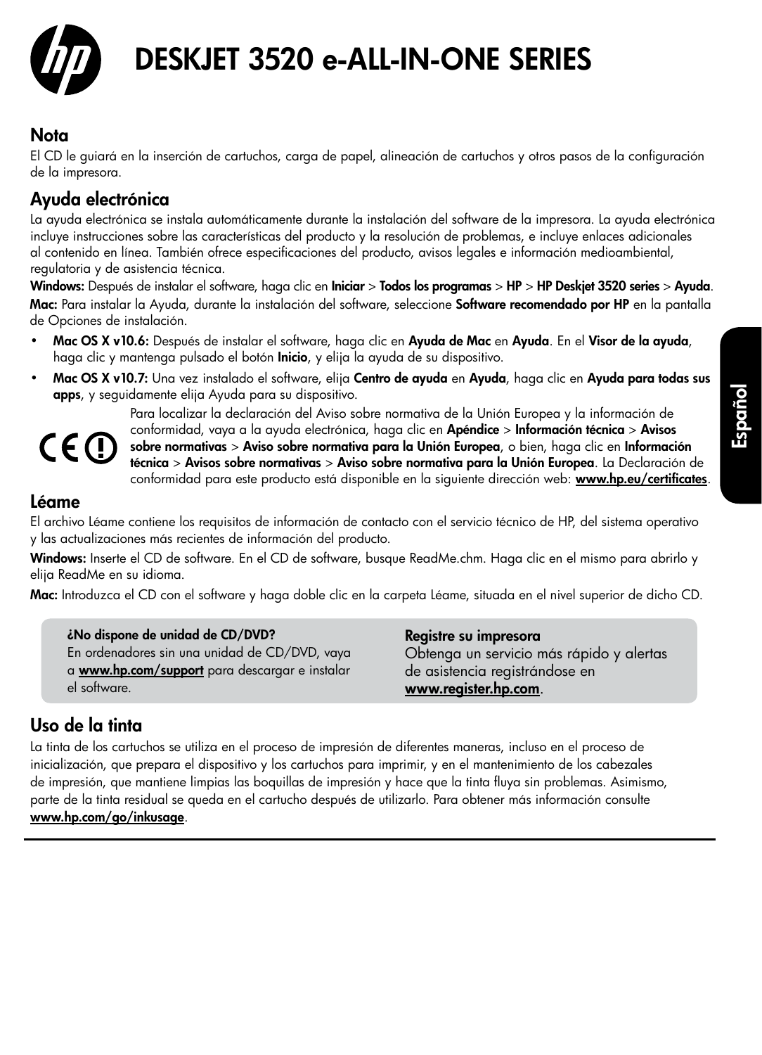# DESKJET 3520 e-ALL-IN-ONE SERIES

## Nota

El CD le guiará en la inserción de cartuchos, carga de papel, alineación de cartuchos y otros pasos de la configuración de la impresora.

## Ayuda electrónica

La ayuda electrónica se instala automáticamente durante la instalación del software de la impresora. La ayuda electrónica incluye instrucciones sobre las características del producto y la resolución de problemas, e incluye enlaces adicionales al contenido en línea. También ofrece especificaciones del producto, avisos legales e información medioambiental, regulatoria y de asistencia técnica.

**Windows:** Después de instalar el software, haga clic en **Iniciar** > **Todos los programas** > **HP** > **HP Deskjet 3520 series** > **Ayuda**.

**Mac:** Para instalar la Ayuda, durante la instalación del software, seleccione **Software recomendado por HP** en la pantalla de Opciones de instalación.

- **Mac OS X v10.6:** Después de instalar el software, haga clic en **Ayuda de Mac** en **Ayuda**. En el **Visor de la ayuda**, haga clic y mantenga pulsado el botón **Inicio**, y elija la ayuda de su dispositivo.
- **Mac OS X v10.7:** Una vez instalado el software, elija **Centro de ayuda** en **Ayuda**, haga clic en **Ayuda para todas sus apps**, y seguidamente elija Ayuda para su dispositivo.

Para localizar la declaración del Aviso sobre normativa de la Unión Europea y la información de conformidad, vaya a la ayuda electrónica, haga clic en **Apéndice** > **Información técnica** > **Avisos sobre normativas** > **Aviso sobre normativa para la Unión Europea**, o bien, haga clic en **Información técnica** > **Avisos sobre normativas** > **Aviso sobre normativa para la Unión Europea**. La Declaración de conformidad para este producto está disponible en la siguiente dirección web: **www.hp.eu/certificates**.

## Léame

El archivo Léame contiene los requisitos de información de contacto con el servicio técnico de HP, del sistema operativo y las actualizaciones más recientes de información del producto.

**Windows:** Inserte el CD de software. En el CD de software, busque ReadMe.chm. Haga clic en el mismo para abrirlo y elija ReadMe en su idioma.

**Mac:** Introduzca el CD con el software y haga doble clic en la carpeta Léame, situada en el nivel superior de dicho CD.

**¿No dispone de unidad de CD/DVD?**
En ordenadores sin una unidad de CD/DVD, vaya a **www.hp.com/support** para descargar e instalar el software.

**Registre su impresora**
Obtenga un servicio más rápido y alertas de asistencia registrándose en **www.register.hp.com**.

## Uso de la tinta

La tinta de los cartuchos se utiliza en el proceso de impresión de diferentes maneras, incluso en el proceso de inicialización, que prepara el dispositivo y los cartuchos para imprimir, y en el mantenimiento de los cabezales de impresión, que mantiene limpias las boquillas de impresión y hace que la tinta fluya sin problemas. Asimismo, parte de la tinta residual se queda en el cartucho después de utilizarlo. Para obtener más información consulte **www.hp.com/go/inkusage**.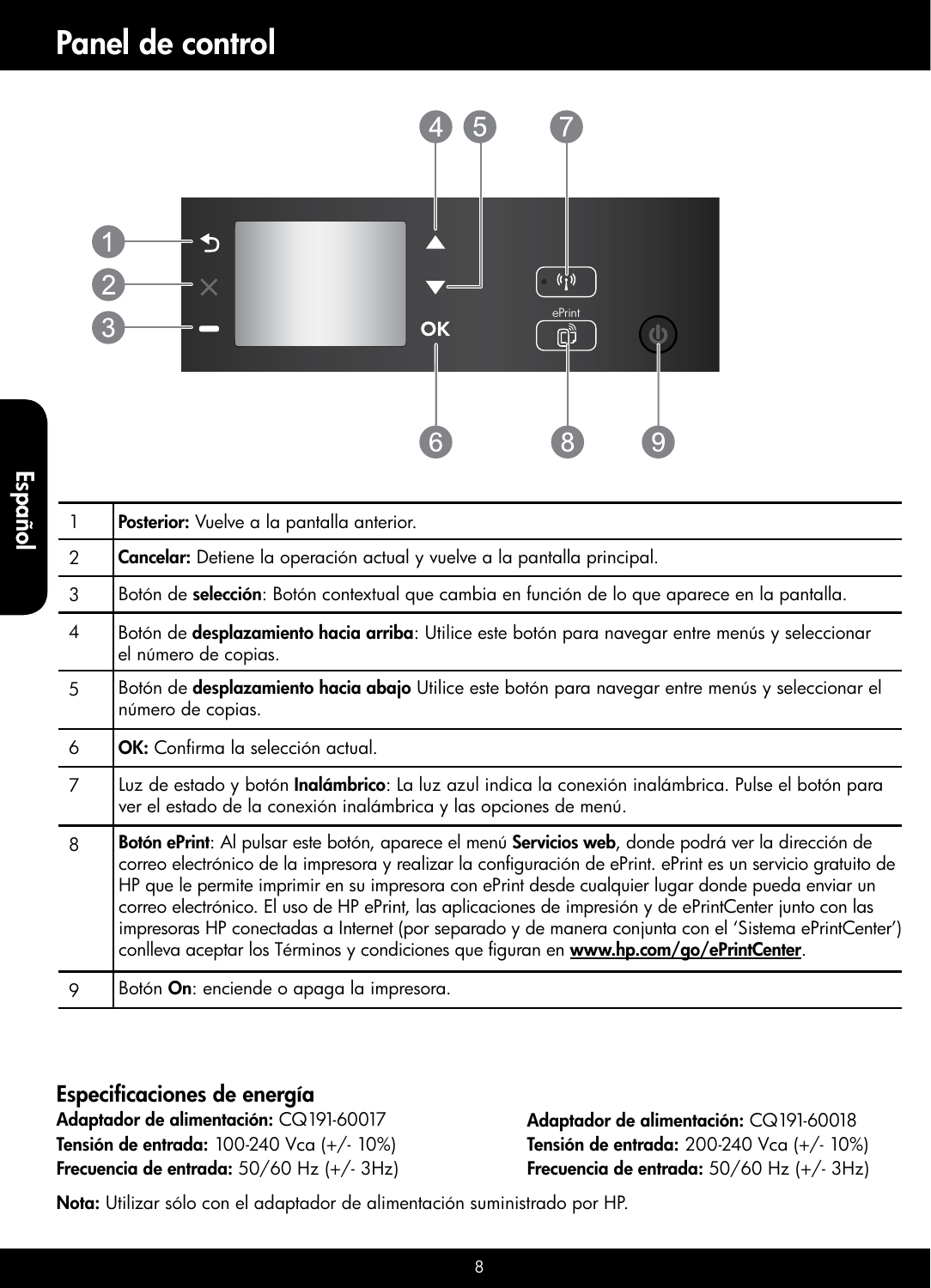# Panel de control

| | |
|---|---|
| 1 | **Posterior:** Vuelve a la pantalla anterior. |
| 2 | **Cancelar:** Detiene la operación actual y vuelve a la pantalla principal. |
| 3 | Botón de **selección**: Botón contextual que cambia en función de lo que aparece en la pantalla. |
| 4 | Botón de **desplazamiento hacia arriba**: Utilice este botón para navegar entre menús y seleccionar el número de copias. |
| 5 | Botón de **desplazamiento hacia abajo** Utilice este botón para navegar entre menús y seleccionar el número de copias. |
| 6 | **OK:** Confirma la selección actual. |
| 7 | Luz de estado y botón **Inalámbrico**: La luz azul indica la conexión inalámbrica. Pulse el botón para ver el estado de la conexión inalámbrica y las opciones de menú. |
| 8 | **Botón ePrint**: Al pulsar este botón, aparece el menú **Servicios web**, donde podrá ver la dirección de correo electrónico de la impresora y realizar la configuración de ePrint. ePrint es un servicio gratuito de HP que le permite imprimir en su impresora con ePrint desde cualquier lugar donde pueda enviar un correo electrónico. El uso de HP ePrint, las aplicaciones de impresión y de ePrintCenter junto con las impresoras HP conectadas a Internet (por separado y de manera conjunta con el 'Sistema ePrintCenter') conlleva aceptar los Términos y condiciones que figuran en **www.hp.com/go/ePrintCenter**. |
| 9 | Botón **On**: enciende o apaga la impresora. |

## Especificaciones de energía

**Adaptador de alimentación:** CQ191-60017
**Tensión de entrada:** 100-240 Vca (+/- 10%)
**Frecuencia de entrada:** 50/60 Hz (+/- 3Hz)

**Adaptador de alimentación:** CQ191-60018
**Tensión de entrada:** 200-240 Vca (+/- 10%)
**Frecuencia de entrada:** 50/60 Hz (+/- 3Hz)

**Nota:** Utilizar sólo con el adaptador de alimentación suministrado por HP.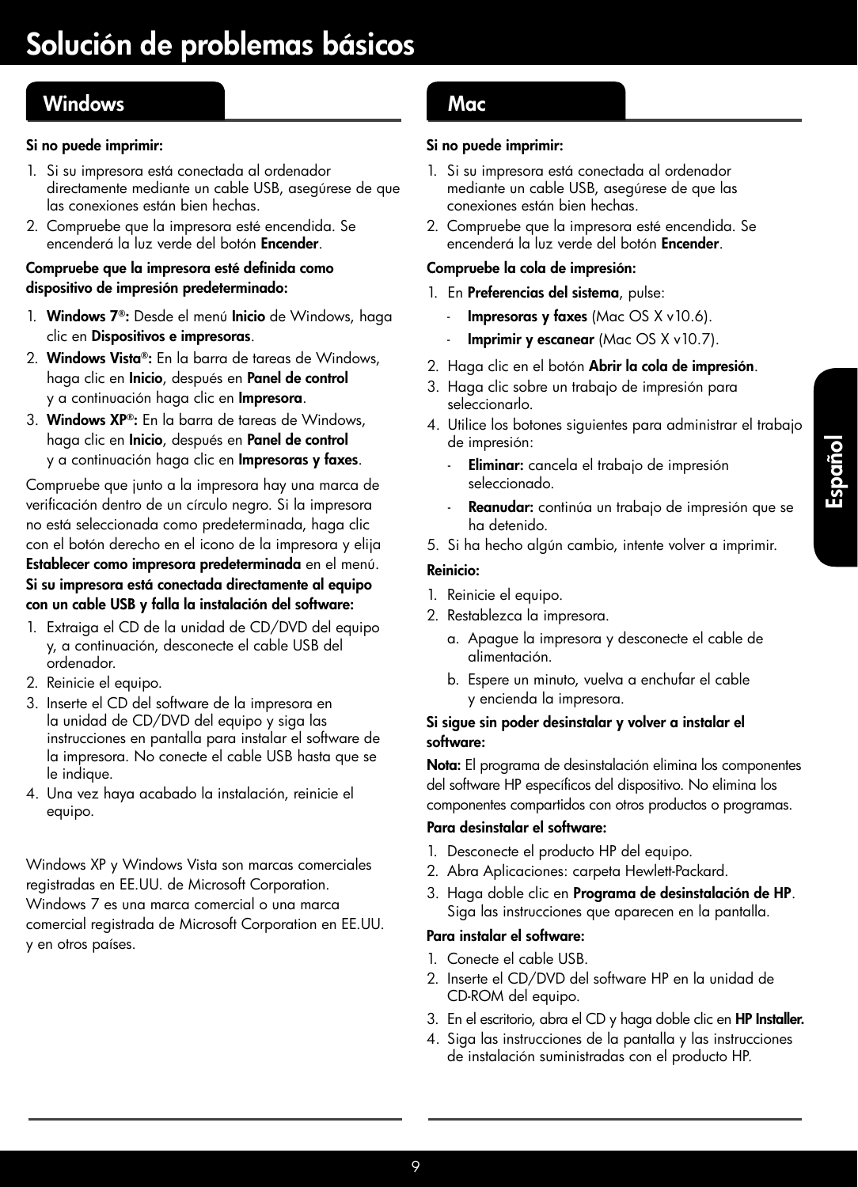# Solución de problemas básicos

## Windows

**Si no puede imprimir:**

1. Si su impresora está conectada al ordenador directamente mediante un cable USB, asegúrese de que las conexiones están bien hechas.
2. Compruebe que la impresora esté encendida. Se encenderá la luz verde del botón **Encender**.

**Compruebe que la impresora esté definida como dispositivo de impresión predeterminado:**

1. **Windows 7®:** Desde el menú **Inicio** de Windows, haga clic en **Dispositivos e impresoras**.
2. **Windows Vista®:** En la barra de tareas de Windows, haga clic en **Inicio**, después en **Panel de control** y a continuación haga clic en **Impresora**.
3. **Windows XP®:** En la barra de tareas de Windows, haga clic en **Inicio**, después en **Panel de control** y a continuación haga clic en **Impresoras y faxes**.

Compruebe que junto a la impresora hay una marca de verificación dentro de un círculo negro. Si la impresora no está seleccionada como predeterminada, haga clic con el botón derecho en el icono de la impresora y elija **Establecer como impresora predeterminada** en el menú.

**Si su impresora está conectada directamente al equipo con un cable USB y falla la instalación del software:**

1. Extraiga el CD de la unidad de CD/DVD del equipo y, a continuación, desconecte el cable USB del ordenador.
2. Reinicie el equipo.
3. Inserte el CD del software de la impresora en la unidad de CD/DVD del equipo y siga las instrucciones en pantalla para instalar el software de la impresora. No conecte el cable USB hasta que se le indique.
4. Una vez haya acabado la instalación, reinicie el equipo.

Windows XP y Windows Vista son marcas comerciales registradas en EE.UU. de Microsoft Corporation. Windows 7 es una marca comercial o una marca comercial registrada de Microsoft Corporation en EE.UU. y en otros países.

## Mac

**Si no puede imprimir:**

1. Si su impresora está conectada al ordenador mediante un cable USB, asegúrese de que las conexiones están bien hechas.
2. Compruebe que la impresora esté encendida. Se encenderá la luz verde del botón **Encender**.

**Compruebe la cola de impresión:**

1. En **Preferencias del sistema**, pulse:
   - **Impresoras y faxes** (Mac OS X v10.6).
   - **Imprimir y escanear** (Mac OS X v10.7).
2. Haga clic en el botón **Abrir la cola de impresión**.
3. Haga clic sobre un trabajo de impresión para seleccionarlo.
4. Utilice los botones siguientes para administrar el trabajo de impresión:
   - **Eliminar:** cancela el trabajo de impresión seleccionado.
   - **Reanudar:** continúa un trabajo de impresión que se ha detenido.
5. Si ha hecho algún cambio, intente volver a imprimir.

**Reinicio:**

1. Reinicie el equipo.
2. Restablezca la impresora.
   a. Apague la impresora y desconecte el cable de alimentación.
   b. Espere un minuto, vuelva a enchufar el cable y encienda la impresora.

**Si sigue sin poder desinstalar y volver a instalar el software:**

**Nota:** El programa de desinstalación elimina los componentes del software HP específicos del dispositivo. No elimina los componentes compartidos con otros productos o programas.

**Para desinstalar el software:**

1. Desconecte el producto HP del equipo.
2. Abra Aplicaciones: carpeta Hewlett-Packard.
3. Haga doble clic en **Programa de desinstalación de HP**. Siga las instrucciones que aparecen en la pantalla.

**Para instalar el software:**

1. Conecte el cable USB.
2. Inserte el CD/DVD del software HP en la unidad de CD-ROM del equipo.
3. En el escritorio, abra el CD y haga doble clic en **HP Installer.**
4. Siga las instrucciones de la pantalla y las instrucciones de instalación suministradas con el producto HP.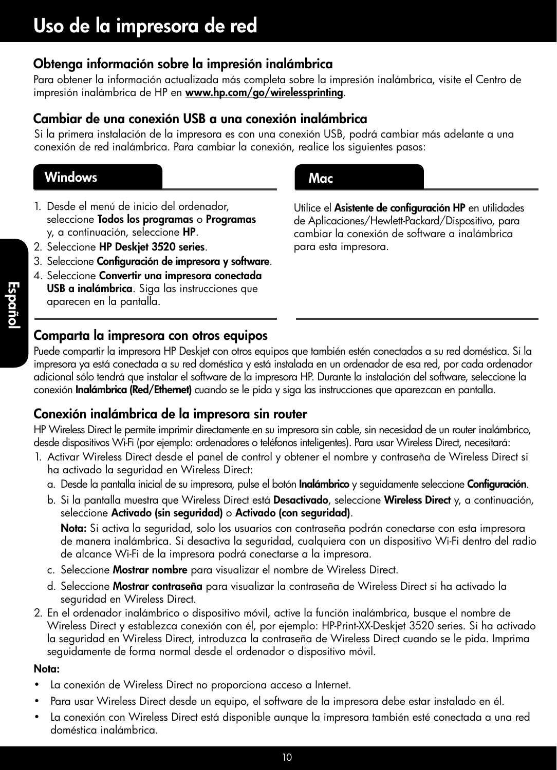# Uso de la impresora de red

## Obtenga información sobre la impresión inalámbrica

Para obtener la información actualizada más completa sobre la impresión inalámbrica, visite el Centro de impresión inalámbrica de HP en **www.hp.com/go/wirelessprinting**.

## Cambiar de una conexión USB a una conexión inalámbrica

Si la primera instalación de la impresora es con una conexión USB, podrá cambiar más adelante a una conexión de red inalámbrica. Para cambiar la conexión, realice los siguientes pasos:

### Windows

1. Desde el menú de inicio del ordenador, seleccione **Todos los programas** o **Programas** y, a continuación, seleccione **HP**.
2. Seleccione **HP Deskjet 3520 series**.
3. Seleccione **Configuración de impresora y software**.
4. Seleccione **Convertir una impresora conectada USB a inalámbrica**. Siga las instrucciones que aparecen en la pantalla.

### Mac

Utilice el **Asistente de configuración HP** en utilidades de Aplicaciones/Hewlett-Packard/Dispositivo, para cambiar la conexión de software a inalámbrica para esta impresora.

## Comparta la impresora con otros equipos

Puede compartir la impresora HP Deskjet con otros equipos que también estén conectados a su red doméstica. Si la impresora ya está conectada a su red doméstica y está instalada en un ordenador de esa red, por cada ordenador adicional sólo tendrá que instalar el software de la impresora HP. Durante la instalación del software, seleccione la conexión **Inalámbrica (Red/Ethernet)** cuando se le pida y siga las instrucciones que aparezcan en pantalla.

## Conexión inalámbrica de la impresora sin router

HP Wireless Direct le permite imprimir directamente en su impresora sin cable, sin necesidad de un router inalámbrico, desde dispositivos Wi-Fi (por ejemplo: ordenadores o teléfonos inteligentes). Para usar Wireless Direct, necesitará:

1. Activar Wireless Direct desde el panel de control y obtener el nombre y contraseña de Wireless Direct si ha activado la seguridad en Wireless Direct:
   a. Desde la pantalla inicial de su impresora, pulse el botón **Inalámbrico** y seguidamente seleccione **Configuración**.
   b. Si la pantalla muestra que Wireless Direct está **Desactivado**, seleccione **Wireless Direct** y, a continuación, seleccione **Activado (sin seguridad)** o **Activado (con seguridad)**.

      **Nota:** Si activa la seguridad, solo los usuarios con contraseña podrán conectarse con esta impresora de manera inalámbrica. Si desactiva la seguridad, cualquiera con un dispositivo Wi-Fi dentro del radio de alcance Wi-Fi de la impresora podrá conectarse a la impresora.
   c. Seleccione **Mostrar nombre** para visualizar el nombre de Wireless Direct.
   d. Seleccione **Mostrar contraseña** para visualizar la contraseña de Wireless Direct si ha activado la seguridad en Wireless Direct.
2. En el ordenador inalámbrico o dispositivo móvil, active la función inalámbrica, busque el nombre de Wireless Direct y establezca conexión con él, por ejemplo: HP-Print-XX-Deskjet 3520 series. Si ha activado la seguridad en Wireless Direct, introduzca la contraseña de Wireless Direct cuando se le pida. Imprima seguidamente de forma normal desde el ordenador o dispositivo móvil.

**Nota:**

- La conexión de Wireless Direct no proporciona acceso a Internet.
- Para usar Wireless Direct desde un equipo, el software de la impresora debe estar instalado en él.
- La conexión con Wireless Direct está disponible aunque la impresora también esté conectada a una red doméstica inalámbrica.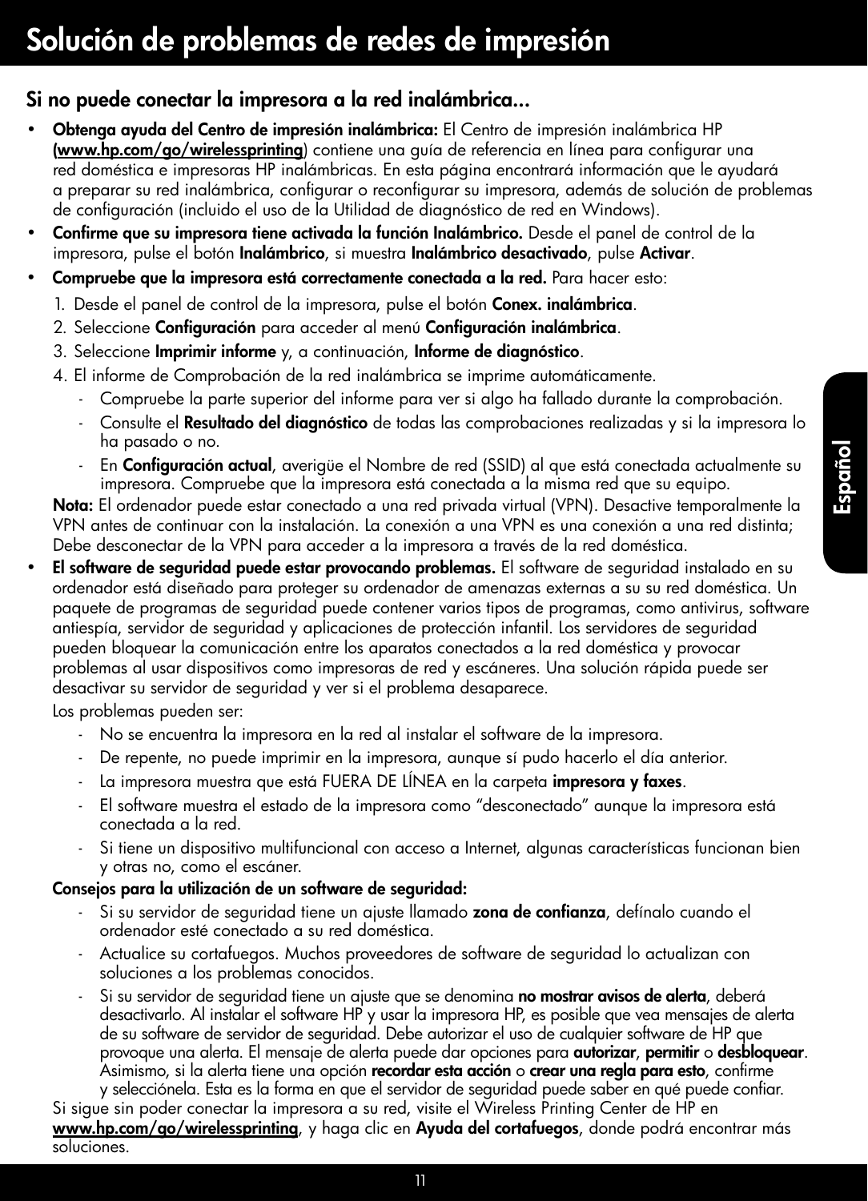# Solución de problemas de redes de impresión

## Si no puede conectar la impresora a la red inalámbrica...

- **Obtenga ayuda del Centro de impresión inalámbrica:** El Centro de impresión inalámbrica HP (**www.hp.com/go/wirelessprinting**) contiene una guía de referencia en línea para configurar una red doméstica e impresoras HP inalámbricas. En esta página encontrará información que le ayudará a preparar su red inalámbrica, configurar o reconfigurar su impresora, además de solución de problemas de configuración (incluido el uso de la Utilidad de diagnóstico de red en Windows).
- **Confirme que su impresora tiene activada la función Inalámbrico.** Desde el panel de control de la impresora, pulse el botón **Inalámbrico**, si muestra **Inalámbrico desactivado**, pulse **Activar**.
- **Compruebe que la impresora está correctamente conectada a la red.** Para hacer esto:
  1. Desde el panel de control de la impresora, pulse el botón **Conex. inalámbrica**.
  2. Seleccione **Configuración** para acceder al menú **Configuración inalámbrica**.
  3. Seleccione **Imprimir informe** y, a continuación, **Informe de diagnóstico**.
  4. El informe de Comprobación de la red inalámbrica se imprime automáticamente.
     - Compruebe la parte superior del informe para ver si algo ha fallado durante la comprobación.
     - Consulte el **Resultado del diagnóstico** de todas las comprobaciones realizadas y si la impresora lo ha pasado o no.
     - En **Configuración actual**, averigüe el Nombre de red (SSID) al que está conectada actualmente su impresora. Compruebe que la impresora está conectada a la misma red que su equipo.

  **Nota:** El ordenador puede estar conectado a una red privada virtual (VPN). Desactive temporalmente la VPN antes de continuar con la instalación. La conexión a una VPN es una conexión a una red distinta; Debe desconectar de la VPN para acceder a la impresora a través de la red doméstica.
- **El software de seguridad puede estar provocando problemas.** El software de seguridad instalado en su ordenador está diseñado para proteger su ordenador de amenazas externas a su su red doméstica. Un paquete de programas de seguridad puede contener varios tipos de programas, como antivirus, software antiespía, servidor de seguridad y aplicaciones de protección infantil. Los servidores de seguridad pueden bloquear la comunicación entre los aparatos conectados a la red doméstica y provocar problemas al usar dispositivos como impresoras de red y escáneres. Una solución rápida puede ser desactivar su servidor de seguridad y ver si el problema desaparece.

  Los problemas pueden ser:
  - No se encuentra la impresora en la red al instalar el software de la impresora.
  - De repente, no puede imprimir en la impresora, aunque sí pudo hacerlo el día anterior.
  - La impresora muestra que está FUERA DE LÍNEA en la carpeta **impresora y faxes**.
  - El software muestra el estado de la impresora como "desconectado" aunque la impresora está conectada a la red.
  - Si tiene un dispositivo multifuncional con acceso a Internet, algunas características funcionan bien y otras no, como el escáner.

  **Consejos para la utilización de un software de seguridad:**
  - Si su servidor de seguridad tiene un ajuste llamado **zona de confianza**, defínalo cuando el ordenador esté conectado a su red doméstica.
  - Actualice su cortafuegos. Muchos proveedores de software de seguridad lo actualizan con soluciones a los problemas conocidos.
  - Si su servidor de seguridad tiene un ajuste que se denomina **no mostrar avisos de alerta**, deberá desactivarlo. Al instalar el software HP y usar la impresora HP, es posible que vea mensajes de alerta de su software de servidor de seguridad. Debe autorizar el uso de cualquier software de HP que provoque una alerta. El mensaje de alerta puede dar opciones para **autorizar**, **permitir** o **desbloquear**. Asimismo, si la alerta tiene una opción **recordar esta acción** o **crear una regla para esto**, confirme y selecciónela. Esta es la forma en que el servidor de seguridad puede saber en qué puede confiar.

  Si sigue sin poder conectar la impresora a su red, visite el Wireless Printing Center de HP en **www.hp.com/go/wirelessprinting**, y haga clic en **Ayuda del cortafuegos**, donde podrá encontrar más soluciones.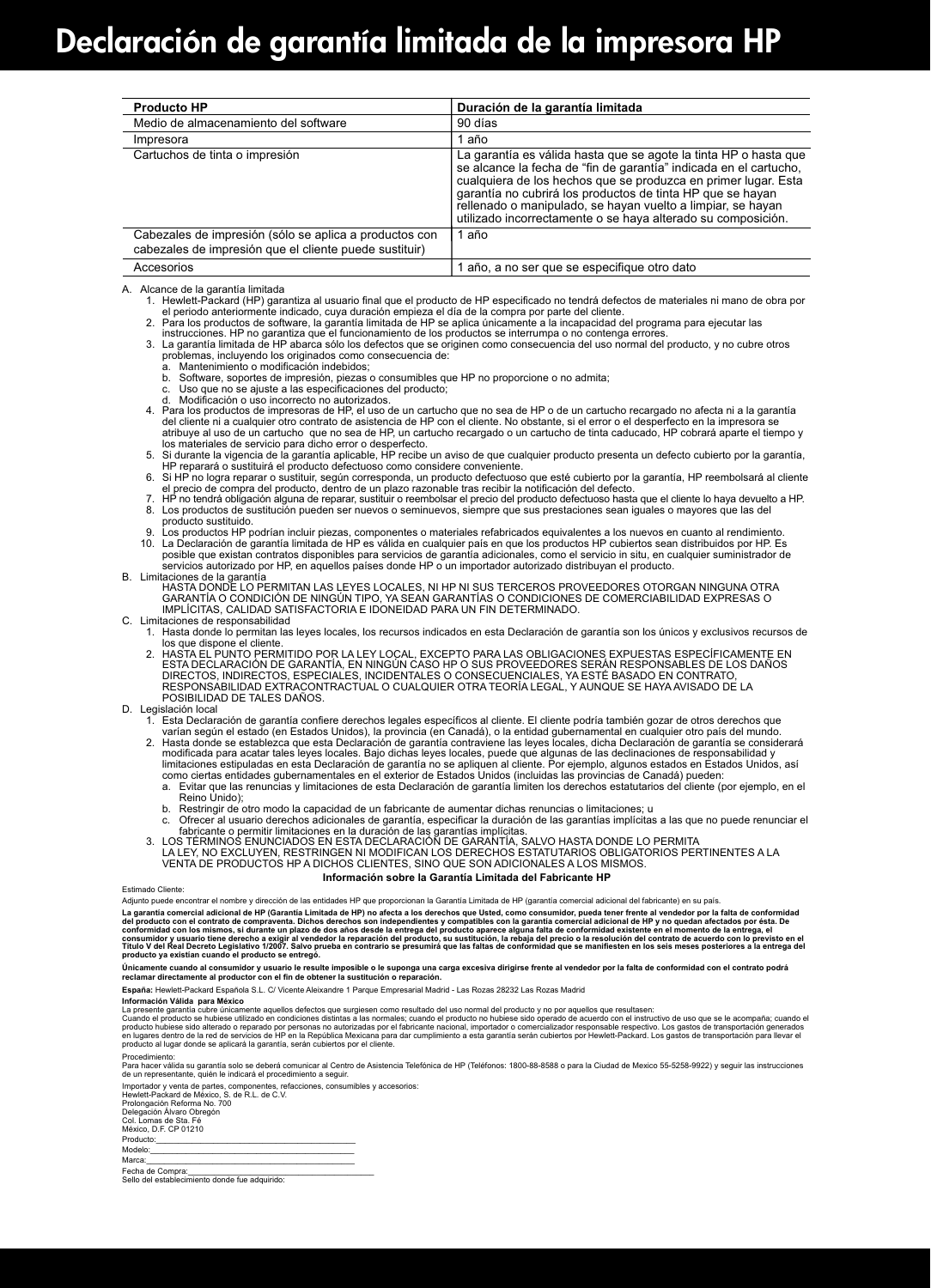# Declaración de garantía limitada de la impresora HP

| Producto HP | Duración de la garantía limitada |
|---|---|
| Medio de almacenamiento del software | 90 días |
| Impresora | 1 año |
| Cartuchos de tinta o impresión | La garantía es válida hasta que se agote la tinta HP o hasta que se alcance la fecha de "fin de garantía" indicada en el cartucho, cualquiera de los hechos que se produzca en primer lugar. Esta garantía no cubrirá los productos de tinta HP que se hayan rellenado o manipulado, se hayan vuelto a limpiar, se hayan utilizado incorrectamente o se haya alterado su composición. |
| Cabezales de impresión (sólo se aplica a productos con cabezales de impresión que el cliente puede sustituir) | 1 año |
| Accesorios | 1 año, a no ser que se especifique otro dato |

A. Alcance de la garantía limitada
   1. Hewlett-Packard (HP) garantiza al usuario final que el producto de HP especificado no tendrá defectos de materiales ni mano de obra por el periodo anteriormente indicado, cuya duración empieza el día de la compra por parte del cliente.
   2. Para los productos de software, la garantía limitada de HP se aplica únicamente a la incapacidad del programa para ejecutar las instrucciones. HP no garantiza que el funcionamiento de los productos se interrumpa o no contenga errores.
   3. La garantía limitada de HP abarca sólo los defectos que se originen como consecuencia del uso normal del producto, y no cubre otros problemas, incluyendo los originados como consecuencia de:
      a. Mantenimiento o modificación indebidos;
      b. Software, soportes de impresión, piezas o consumibles que HP no proporcione o no admita;
      c. Uso que no se ajuste a las especificaciones del producto;
      d. Modificación o uso incorrecto no autorizados.
   4. Para los productos de impresoras de HP, el uso de un cartucho que no sea de HP o de un cartucho recargado no afecta ni a la garantía del cliente ni a cualquier otro contrato de asistencia de HP con el cliente. No obstante, si el error o el desperfecto en la impresora se atribuye al uso de un cartucho que no sea de HP, un cartucho recargado o un cartucho de tinta caducado, HP cobrará aparte el tiempo y los materiales de servicio para dicho error o desperfecto.
   5. Si durante la vigencia de la garantía aplicable, HP recibe un aviso de que cualquier producto presenta un defecto cubierto por la garantía, HP reparará o sustituirá el producto defectuoso como considere conveniente.
   6. Si HP no logra reparar o sustituir, según corresponda, un producto defectuoso que esté cubierto por la garantía, HP reembolsará al cliente el precio de compra del producto, dentro de un plazo razonable tras recibir la notificación del defecto.
   7. HP no tendrá obligación alguna de reparar, sustituir o reembolsar el precio del producto defectuoso hasta que el cliente lo haya devuelto a HP.
   8. Los productos de sustitución pueden ser nuevos o seminuevos, siempre que sus prestaciones sean iguales o mayores que las del producto sustituido.
   9. Los productos HP podrían incluir piezas, componentes o materiales refabricados equivalentes a los nuevos en cuanto al rendimiento.
   10. La Declaración de garantía limitada de HP es válida en cualquier país en que los productos HP cubiertos sean distribuidos por HP. Es posible que existan contratos disponibles para servicios de garantía adicionales, como el servicio in situ, en cualquier suministrador de servicios autorizado por HP, en aquellos países donde HP o un importador autorizado distribuyan el producto.

B. Limitaciones de la garantía
   HASTA DONDE LO PERMITAN LAS LEYES LOCALES, NI HP NI SUS TERCEROS PROVEEDORES OTORGAN NINGUNA OTRA GARANTÍA O CONDICIÓN DE NINGÚN TIPO, YA SEAN GARANTÍAS O CONDICIONES DE COMERCIABILIDAD EXPRESAS O IMPLÍCITAS, CALIDAD SATISFACTORIA E IDONEIDAD PARA UN FIN DETERMINADO.

C. Limitaciones de responsabilidad
   1. Hasta donde lo permitan las leyes locales, los recursos indicados en esta Declaración de garantía son los únicos y exclusivos recursos de los que dispone el cliente.
   2. HASTA EL PUNTO PERMITIDO POR LA LEY LOCAL, EXCEPTO PARA LAS OBLIGACIONES EXPUESTAS ESPECÍFICAMENTE EN ESTA DECLARACIÓN DE GARANTÍA, EN NINGÚN CASO HP O SUS PROVEEDORES SERÁN RESPONSABLES DE LOS DAÑOS DIRECTOS, INDIRECTOS, ESPECIALES, INCIDENTALES O CONSECUENCIALES, YA ESTÉ BASADO EN CONTRATO, RESPONSABILIDAD EXTRACONTRACTUAL O CUALQUIER OTRA TEORÍA LEGAL, Y AUNQUE SE HAYA AVISADO DE LA POSIBILIDAD DE TALES DAÑOS.

D. Legislación local
   1. Esta Declaración de garantía confiere derechos legales específicos al cliente. El cliente podría también gozar de otros derechos que varían según el estado (en Estados Unidos), la provincia (en Canadá), o la entidad gubernamental en cualquier otro país del mundo.
   2. Hasta donde se establezca que esta Declaración de garantía contraviene las leyes locales, dicha Declaración de garantía se considerará modificada para acatar tales leyes locales. Bajo dichas leyes locales, puede que algunas de las declinaciones de responsabilidad y limitaciones estipuladas en esta Declaración de garantía no se apliquen al cliente. Por ejemplo, algunos estados en Estados Unidos, así como ciertas entidades gubernamentales en el exterior de Estados Unidos (incluidas las provincias de Canadá) pueden:
      a. Evitar que las renuncias y limitaciones de esta Declaración de garantía limiten los derechos estatutarios del cliente (por ejemplo, en el Reino Unido);
      b. Restringir de otro modo la capacidad de un fabricante de aumentar dichas renuncias o limitaciones; u
      c. Ofrecer al usuario derechos adicionales de garantía, especificar la duración de las garantías implícitas a las que no puede renunciar el fabricante o permitir limitaciones en la duración de las garantías implícitas.
   3. LOS TÉRMINOS ENUNCIADOS EN ESTA DECLARACIÓN DE GARANTÍA, SALVO HASTA DONDE LO PERMITA LA LEY, NO EXCLUYEN, RESTRINGEN NI MODIFICAN LOS DERECHOS ESTATUTARIOS OBLIGATORIOS PERTINENTES A LA VENTA DE PRODUCTOS HP A DICHOS CLIENTES, SINO QUE SON ADICIONALES A LOS MISMOS.

### Información sobre la Garantía Limitada del Fabricante HP

Estimado Cliente:

Adjunto puede encontrar el nombre y dirección de las entidades HP que proporcionan la Garantía Limitada de HP (garantía comercial adicional del fabricante) en su país.

**La garantía comercial adicional de HP (Garantía Limitada de HP) no afecta a los derechos que Usted, como consumidor, pueda tener frente al vendedor por la falta de conformidad del producto con el contrato de compraventa. Dichos derechos son independientes y compatibles con la garantía comercial adicional de HP y no quedan afectados por ésta. De conformidad con los mismos, si durante un plazo de dos años desde la entrega del producto aparece alguna falta de conformidad existente en el momento de la entrega, el consumidor y usuario tiene derecho a exigir al vendedor la reparación del producto, su sustitución, la rebaja del precio o la resolución del contrato de acuerdo con lo previsto en el Título V del Real Decreto Legislativo 1/2007. Salvo prueba en contrario se presumirá que las faltas de conformidad que se manifiesten en los seis meses posteriores a la entrega del producto ya existían cuando el producto se entregó.**

**Únicamente cuando al consumidor y usuario le resulte imposible o le suponga una carga excesiva dirigirse frente al vendedor por la falta de conformidad con el contrato podrá reclamar directamente al productor con el fin de obtener la sustitución o reparación.**

**España:** Hewlett-Packard Española S.L. C/ Vicente Aleixandre 1 Parque Empresarial Madrid - Las Rozas 28232 Las Rozas Madrid

**Información Válida para México**

La presente garantía cubre únicamente aquellos defectos que surgiesen como resultado del uso normal del producto y no por aquellos que resultasen:
Cuando el producto se hubiese utilizado en condiciones distintas a las normales; cuando el producto no hubiese sido operado de acuerdo con el instructivo de uso que se le acompaña; cuando el producto hubiese sido alterado o reparado por personas no autorizadas por el fabricante nacional, importador o comercializador responsable respectivo. Los gastos de transportación generados en lugares dentro de la red de servicios de HP en la República Mexicana para dar cumplimiento a esta garantía serán cubiertos por Hewlett-Packard. Los gastos de transportación para llevar el producto al lugar donde se aplicará la garantía, serán cubiertos por el cliente.

Procedimiento:
Para hacer válida su garantía solo se deberá comunicar al Centro de Asistencia Telefónica de HP (Teléfonos: 1800-88-8588 o para la Ciudad de Mexico 55-5258-9922) y seguir las instrucciones de un representante, quién le indicará el procedimiento a seguir.

Importador y venta de partes, componentes, refacciones, consumibles y accesorios:
Hewlett-Packard de México, S. de R.L. de C.V.
Prolongación Reforma No. 700
Delegación Álvaro Obregón
Col. Lomas de Sta. Fé
México, D.F. CP 01210

Producto:\_\_\_\_\_\_\_\_\_\_\_\_\_\_\_\_\_\_\_\_\_\_\_\_\_\_\_\_\_\_\_\_
Modelo:\_\_\_\_\_\_\_\_\_\_\_\_\_\_\_\_\_\_\_\_\_\_\_\_\_\_\_\_\_\_\_\_
Marca:\_\_\_\_\_\_\_\_\_\_\_\_\_\_\_\_\_\_\_\_\_\_\_\_\_\_\_\_\_\_\_\_
Fecha de Compra:\_\_\_\_\_\_\_\_\_\_\_\_\_\_\_\_\_\_\_\_\_\_\_\_\_\_\_\_\_\_\_\_
Sello del establecimiento donde fue adquirido: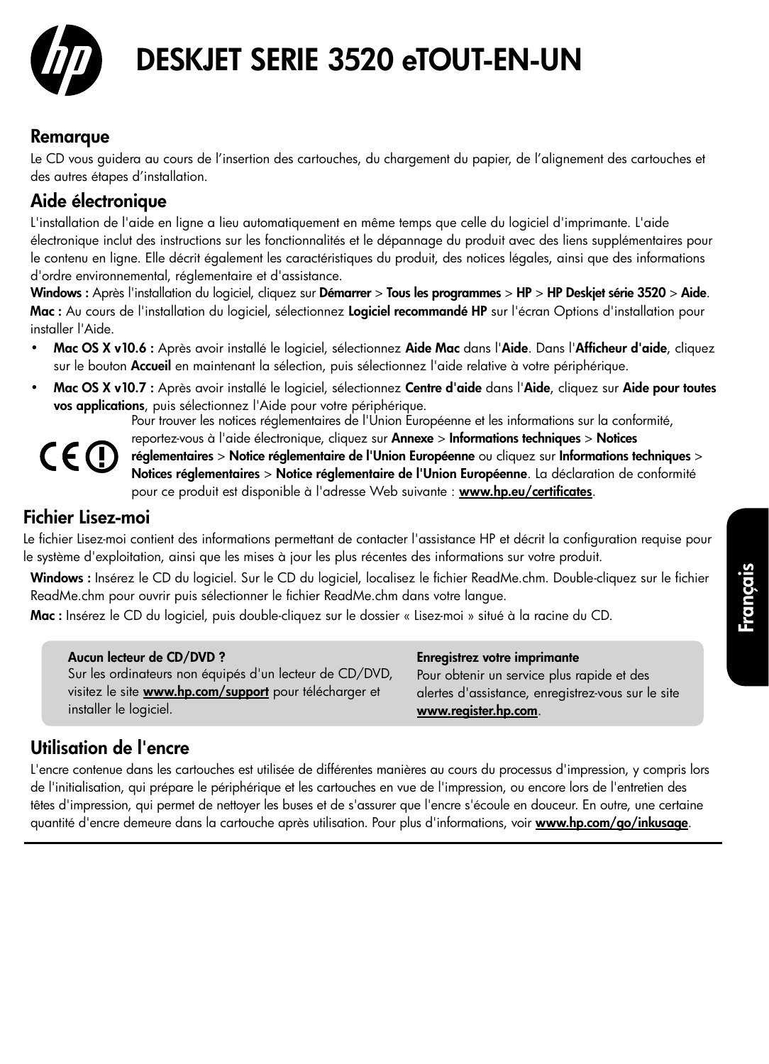# DESKJET SERIE 3520 eTOUT-EN-UN

## Remarque

Le CD vous guidera au cours de l'insertion des cartouches, du chargement du papier, de l'alignement des cartouches et des autres étapes d'installation.

## Aide électronique

L'installation de l'aide en ligne a lieu automatiquement en même temps que celle du logiciel d'imprimante. L'aide électronique inclut des instructions sur les fonctionnalités et le dépannage du produit avec des liens supplémentaires pour le contenu en ligne. Elle décrit également les caractéristiques du produit, des notices légales, ainsi que des informations d'ordre environnemental, réglementaire et d'assistance.

**Windows :** Après l'installation du logiciel, cliquez sur **Démarrer** > **Tous les programmes** > **HP** > **HP Deskjet série 3520** > **Aide**.

**Mac :** Au cours de l'installation du logiciel, sélectionnez **Logiciel recommandé HP** sur l'écran Options d'installation pour installer l'Aide.

- **Mac OS X v10.6 :** Après avoir installé le logiciel, sélectionnez **Aide Mac** dans l'**Aide**. Dans l'**Afficheur d'aide**, cliquez sur le bouton **Accueil** en maintenant la sélection, puis sélectionnez l'aide relative à votre périphérique.
- **Mac OS X v10.7 :** Après avoir installé le logiciel, sélectionnez **Centre d'aide** dans l'**Aide**, cliquez sur **Aide pour toutes vos applications**, puis sélectionnez l'Aide pour votre périphérique.

Pour trouver les notices réglementaires de l'Union Européenne et les informations sur la conformité, reportez-vous à l'aide électronique, cliquez sur **Annexe** > **Informations techniques** > **Notices réglementaires** > **Notice réglementaire de l'Union Européenne** ou cliquez sur **Informations techniques** > **Notices réglementaires** > **Notice réglementaire de l'Union Européenne**. La déclaration de conformité pour ce produit est disponible à l'adresse Web suivante : **www.hp.eu/certificates**.

## Fichier Lisez-moi

Le fichier Lisez-moi contient des informations permettant de contacter l'assistance HP et décrit la configuration requise pour le système d'exploitation, ainsi que les mises à jour les plus récentes des informations sur votre produit.

**Windows :** Insérez le CD du logiciel. Sur le CD du logiciel, localisez le fichier ReadMe.chm. Double-cliquez sur le fichier ReadMe.chm pour ouvrir puis sélectionner le fichier ReadMe.chm dans votre langue.

**Mac :** Insérez le CD du logiciel, puis double-cliquez sur le dossier « Lisez-moi » situé à la racine du CD.

**Aucun lecteur de CD/DVD ?**
Sur les ordinateurs non équipés d'un lecteur de CD/DVD, visitez le site **www.hp.com/support** pour télécharger et installer le logiciel.

**Enregistrez votre imprimante**
Pour obtenir un service plus rapide et des alertes d'assistance, enregistrez-vous sur le site **www.register.hp.com**.

## Utilisation de l'encre

L'encre contenue dans les cartouches est utilisée de différentes manières au cours du processus d'impression, y compris lors de l'initialisation, qui prépare le périphérique et les cartouches en vue de l'impression, ou encore lors de l'entretien des têtes d'impression, qui permet de nettoyer les buses et de s'assurer que l'encre s'écoule en douceur. En outre, une certaine quantité d'encre demeure dans la cartouche après utilisation. Pour plus d'informations, voir **www.hp.com/go/inkusage**.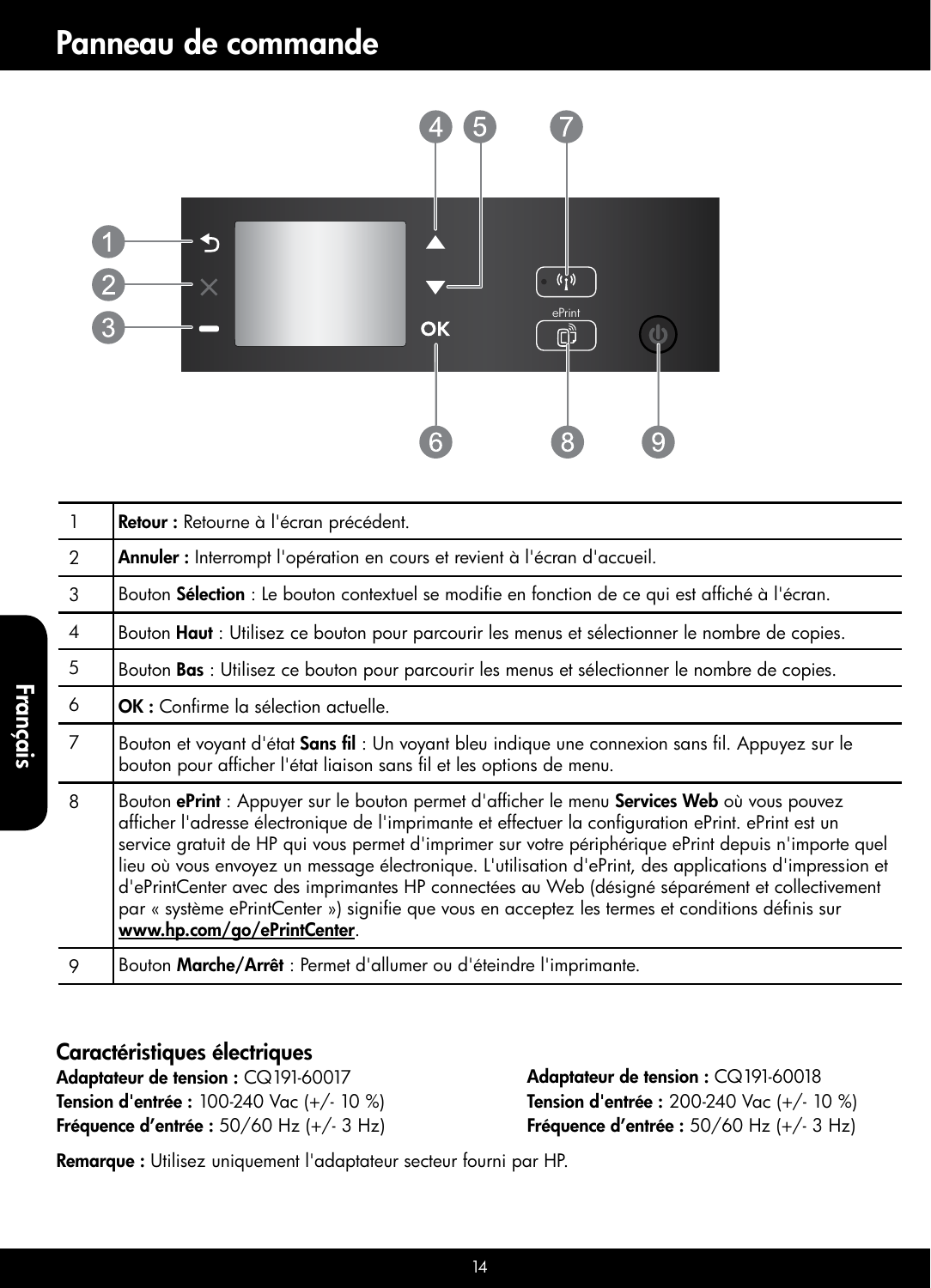# Panneau de commande

| | |
|---|---|
| 1 | **Retour :** Retourne à l'écran précédent. |
| 2 | **Annuler :** Interrompt l'opération en cours et revient à l'écran d'accueil. |
| 3 | Bouton **Sélection** : Le bouton contextuel se modifie en fonction de ce qui est affiché à l'écran. |
| 4 | Bouton **Haut** : Utilisez ce bouton pour parcourir les menus et sélectionner le nombre de copies. |
| 5 | Bouton **Bas** : Utilisez ce bouton pour parcourir les menus et sélectionner le nombre de copies. |
| 6 | **OK :** Confirme la sélection actuelle. |
| 7 | Bouton et voyant d'état **Sans fil** : Un voyant bleu indique une connexion sans fil. Appuyez sur le bouton pour afficher l'état liaison sans fil et les options de menu. |
| 8 | Bouton **ePrint** : Appuyer sur le bouton permet d'afficher le menu **Services Web** où vous pouvez afficher l'adresse électronique de l'imprimante et effectuer la configuration ePrint. ePrint est un service gratuit de HP qui vous permet d'imprimer sur votre périphérique ePrint depuis n'importe quel lieu où vous envoyez un message électronique. L'utilisation d'ePrint, des applications d'impression et d'ePrintCenter avec des imprimantes HP connectées au Web (désigné séparément et collectivement par « système ePrintCenter ») signifie que vous en acceptez les termes et conditions définis sur **www.hp.com/go/ePrintCenter**. |
| 9 | Bouton **Marche/Arrêt** : Permet d'allumer ou d'éteindre l'imprimante. |

## Caractéristiques électriques

**Adaptateur de tension :** CQ191-60017
**Tension d'entrée :** 100-240 Vac (+/- 10 %)
**Fréquence d'entrée :** 50/60 Hz (+/- 3 Hz)

**Adaptateur de tension :** CQ191-60018
**Tension d'entrée :** 200-240 Vac (+/- 10 %)
**Fréquence d'entrée :** 50/60 Hz (+/- 3 Hz)

**Remarque :** Utilisez uniquement l'adaptateur secteur fourni par HP.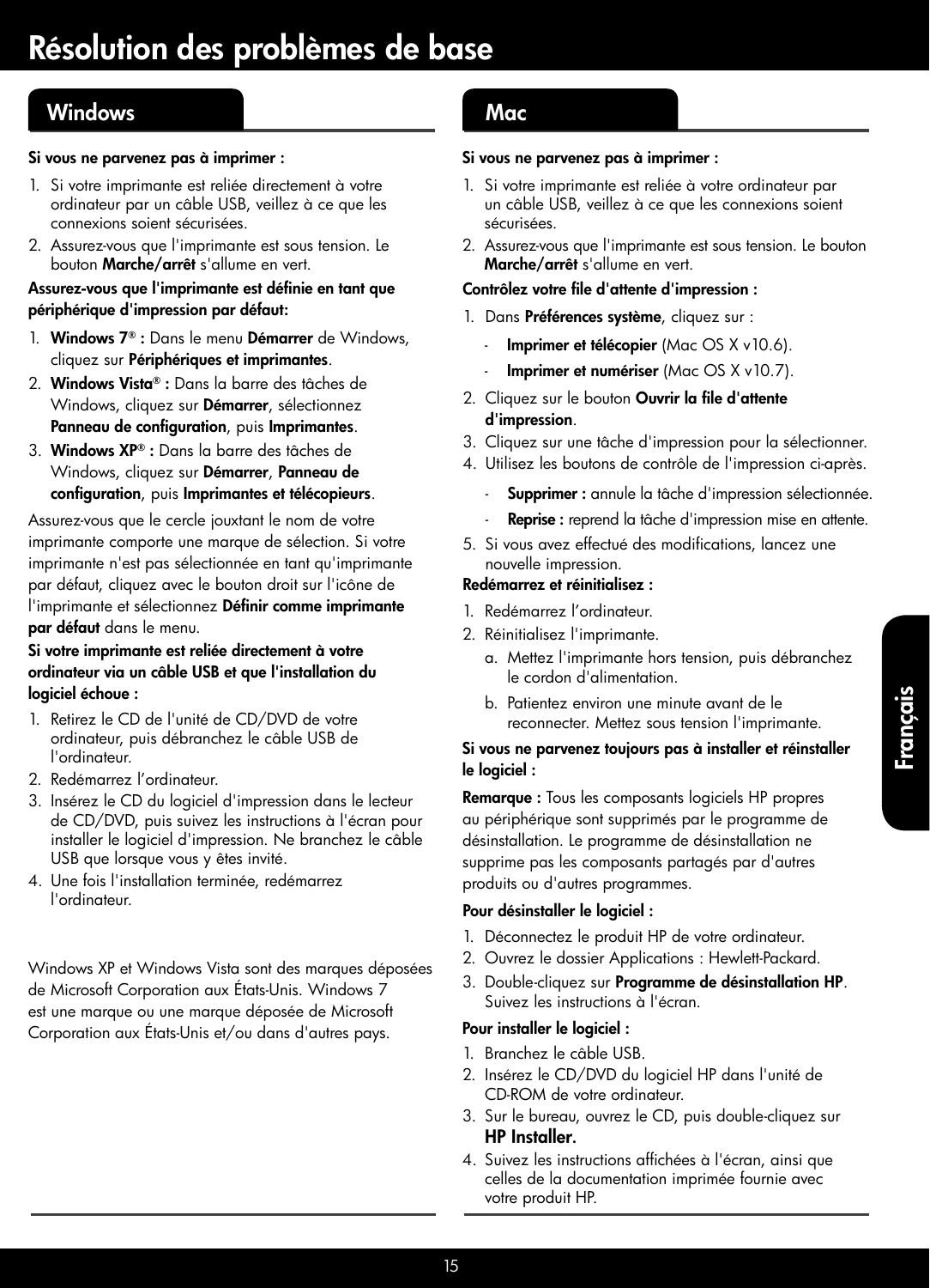# Résolution des problèmes de base

## Windows

**Si vous ne parvenez pas à imprimer :**

1. Si votre imprimante est reliée directement à votre ordinateur par un câble USB, veillez à ce que les connexions soient sécurisées.
2. Assurez-vous que l'imprimante est sous tension. Le bouton **Marche/arrêt** s'allume en vert.

**Assurez-vous que l'imprimante est définie en tant que périphérique d'impression par défaut:**

1. **Windows 7® :** Dans le menu **Démarrer** de Windows, cliquez sur **Périphériques et imprimantes**.
2. **Windows Vista® :** Dans la barre des tâches de Windows, cliquez sur **Démarrer**, sélectionnez **Panneau de configuration**, puis **Imprimantes**.
3. **Windows XP® :** Dans la barre des tâches de Windows, cliquez sur **Démarrer**, **Panneau de configuration**, puis **Imprimantes et télécopieurs**.

Assurez-vous que le cercle jouxtant le nom de votre imprimante comporte une marque de sélection. Si votre imprimante n'est pas sélectionnée en tant qu'imprimante par défaut, cliquez avec le bouton droit sur l'icône de l'imprimante et sélectionnez **Définir comme imprimante par défaut** dans le menu.

**Si votre imprimante est reliée directement à votre ordinateur via un câble USB et que l'installation du logiciel échoue :**

1. Retirez le CD de l'unité de CD/DVD de votre ordinateur, puis débranchez le câble USB de l'ordinateur.
2. Redémarrez l'ordinateur.
3. Insérez le CD du logiciel d'impression dans le lecteur de CD/DVD, puis suivez les instructions à l'écran pour installer le logiciel d'impression. Ne branchez le câble USB que lorsque vous y êtes invité.
4. Une fois l'installation terminée, redémarrez l'ordinateur.

Windows XP et Windows Vista sont des marques déposées de Microsoft Corporation aux États-Unis. Windows 7 est une marque ou une marque déposée de Microsoft Corporation aux États-Unis et/ou dans d'autres pays.

## Mac

**Si vous ne parvenez pas à imprimer :**

1. Si votre imprimante est reliée à votre ordinateur par un câble USB, veillez à ce que les connexions soient sécurisées.
2. Assurez-vous que l'imprimante est sous tension. Le bouton **Marche/arrêt** s'allume en vert.

**Contrôlez votre file d'attente d'impression :**

1. Dans **Préférences système**, cliquez sur :
   - **Imprimer et télécopier** (Mac OS X v10.6).
   - **Imprimer et numériser** (Mac OS X v10.7).
2. Cliquez sur le bouton **Ouvrir la file d'attente d'impression**.
3. Cliquez sur une tâche d'impression pour la sélectionner.
4. Utilisez les boutons de contrôle de l'impression ci-après.
   - **Supprimer :** annule la tâche d'impression sélectionnée.
   - **Reprise :** reprend la tâche d'impression mise en attente.
5. Si vous avez effectué des modifications, lancez une nouvelle impression.

**Redémarrez et réinitialisez :**

1. Redémarrez l'ordinateur.
2. Réinitialisez l'imprimante.
   a. Mettez l'imprimante hors tension, puis débranchez le cordon d'alimentation.
   b. Patientez environ une minute avant de le reconnecter. Mettez sous tension l'imprimante.

**Si vous ne parvenez toujours pas à installer et réinstaller le logiciel :**

**Remarque :** Tous les composants logiciels HP propres au périphérique sont supprimés par le programme de désinstallation. Le programme de désinstallation ne supprime pas les composants partagés par d'autres produits ou d'autres programmes.

**Pour désinstaller le logiciel :**

1. Déconnectez le produit HP de votre ordinateur.
2. Ouvrez le dossier Applications : Hewlett-Packard.
3. Double-cliquez sur **Programme de désinstallation HP**. Suivez les instructions à l'écran.

**Pour installer le logiciel :**

1. Branchez le câble USB.
2. Insérez le CD/DVD du logiciel HP dans l'unité de CD-ROM de votre ordinateur.
3. Sur le bureau, ouvrez le CD, puis double-cliquez sur **HP Installer.**
4. Suivez les instructions affichées à l'écran, ainsi que celles de la documentation imprimée fournie avec votre produit HP.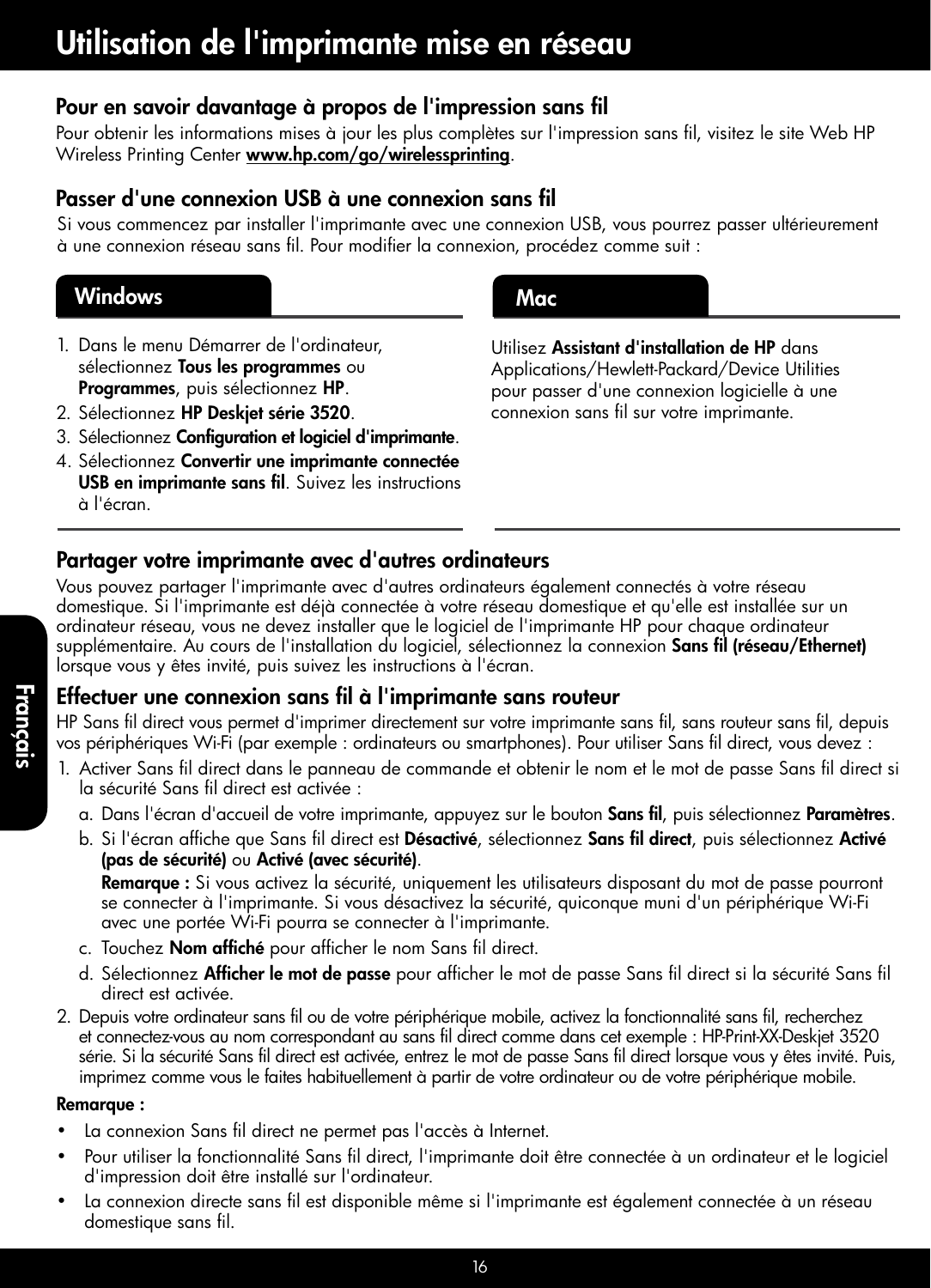# Utilisation de l'imprimante mise en réseau

## Pour en savoir davantage à propos de l'impression sans fil

Pour obtenir les informations mises à jour les plus complètes sur l'impression sans fil, visitez le site Web HP Wireless Printing Center **www.hp.com/go/wirelessprinting**.

## Passer d'une connexion USB à une connexion sans fil

Si vous commencez par installer l'imprimante avec une connexion USB, vous pourrez passer ultérieurement à une connexion réseau sans fil. Pour modifier la connexion, procédez comme suit :

### Windows

1. Dans le menu Démarrer de l'ordinateur, sélectionnez **Tous les programmes** ou **Programmes**, puis sélectionnez **HP**.
2. Sélectionnez **HP Deskjet série 3520**.
3. Sélectionnez **Configuration et logiciel d'imprimante**.
4. Sélectionnez **Convertir une imprimante connectée USB en imprimante sans fil**. Suivez les instructions à l'écran.

### Mac

Utilisez **Assistant d'installation de HP** dans Applications/Hewlett-Packard/Device Utilities pour passer d'une connexion logicielle à une connexion sans fil sur votre imprimante.

## Partager votre imprimante avec d'autres ordinateurs

Vous pouvez partager l'imprimante avec d'autres ordinateurs également connectés à votre réseau domestique. Si l'imprimante est déjà connectée à votre réseau domestique et qu'elle est installée sur un ordinateur réseau, vous ne devez installer que le logiciel de l'imprimante HP pour chaque ordinateur supplémentaire. Au cours de l'installation du logiciel, sélectionnez la connexion **Sans fil (réseau/Ethernet)** lorsque vous y êtes invité, puis suivez les instructions à l'écran.

## Effectuer une connexion sans fil à l'imprimante sans routeur

HP Sans fil direct vous permet d'imprimer directement sur votre imprimante sans fil, sans routeur sans fil, depuis vos périphériques Wi-Fi (par exemple : ordinateurs ou smartphones). Pour utiliser Sans fil direct, vous devez :

1. Activer Sans fil direct dans le panneau de commande et obtenir le nom et le mot de passe Sans fil direct si la sécurité Sans fil direct est activée :
   a. Dans l'écran d'accueil de votre imprimante, appuyez sur le bouton **Sans fil**, puis sélectionnez **Paramètres**.
   b. Si l'écran affiche que Sans fil direct est **Désactivé**, sélectionnez **Sans fil direct**, puis sélectionnez **Activé (pas de sécurité)** ou **Activé (avec sécurité)**.
      **Remarque :** Si vous activez la sécurité, uniquement les utilisateurs disposant du mot de passe pourront se connecter à l'imprimante. Si vous désactivez la sécurité, quiconque muni d'un périphérique Wi-Fi avec une portée Wi-Fi pourra se connecter à l'imprimante.
   c. Touchez **Nom affiché** pour afficher le nom Sans fil direct.
   d. Sélectionnez **Afficher le mot de passe** pour afficher le mot de passe Sans fil direct si la sécurité Sans fil direct est activée.
2. Depuis votre ordinateur sans fil ou de votre périphérique mobile, activez la fonctionnalité sans fil, recherchez et connectez-vous au nom correspondant au sans fil direct comme dans cet exemple : HP-Print-XX-Deskjet 3520 série. Si la sécurité Sans fil direct est activée, entrez le mot de passe Sans fil direct lorsque vous y êtes invité. Puis, imprimez comme vous le faites habituellement à partir de votre ordinateur ou de votre périphérique mobile.

**Remarque :**

- La connexion Sans fil direct ne permet pas l'accès à Internet.
- Pour utiliser la fonctionnalité Sans fil direct, l'imprimante doit être connectée à un ordinateur et le logiciel d'impression doit être installé sur l'ordinateur.
- La connexion directe sans fil est disponible même si l'imprimante est également connectée à un réseau domestique sans fil.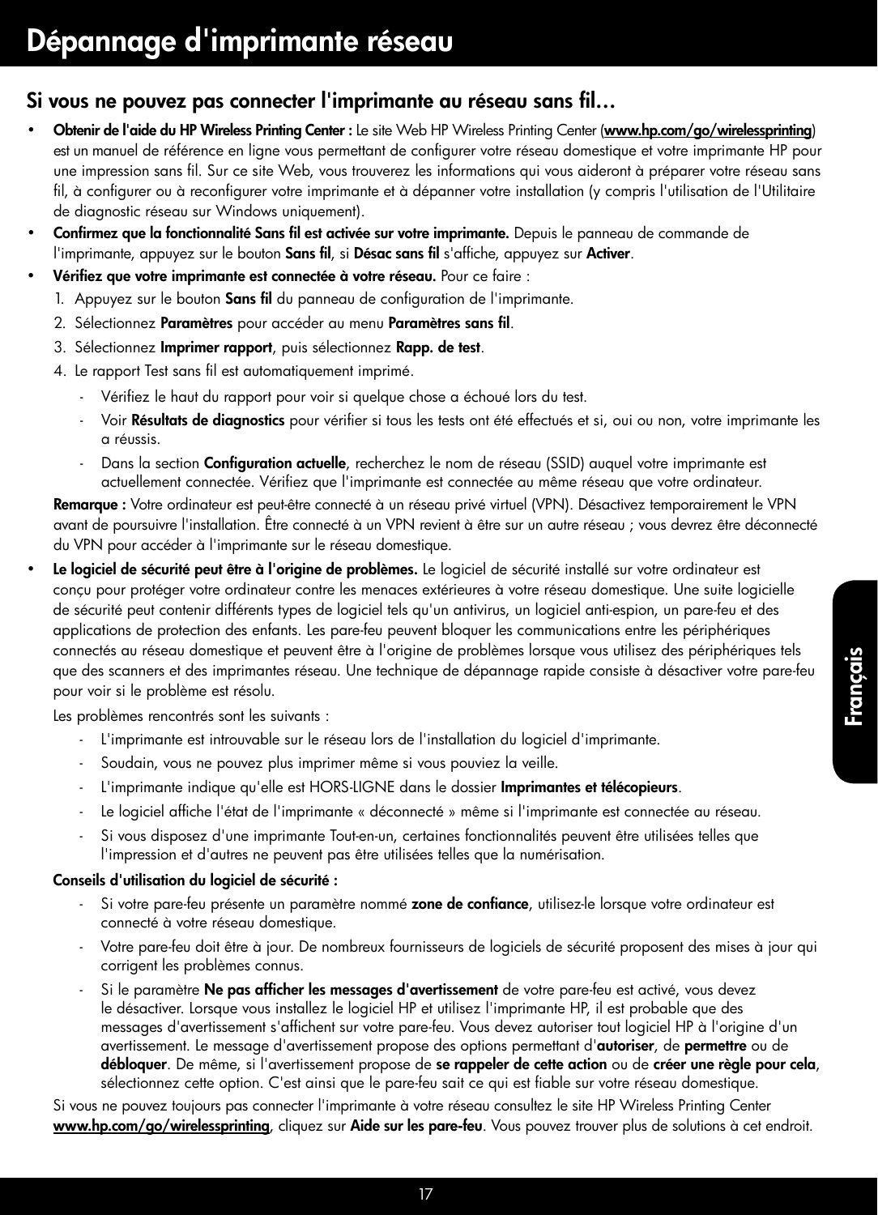# Dépannage d'imprimante réseau

## Si vous ne pouvez pas connecter l'imprimante au réseau sans fil...

- **Obtenir de l'aide du HP Wireless Printing Center :** Le site Web HP Wireless Printing Center (**www.hp.com/go/wirelessprinting**) est un manuel de référence en ligne vous permettant de configurer votre réseau domestique et votre imprimante HP pour une impression sans fil. Sur ce site Web, vous trouverez les informations qui vous aideront à préparer votre réseau sans fil, à configurer ou à reconfigurer votre imprimante et à dépanner votre installation (y compris l'utilisation de l'Utilitaire de diagnostic réseau sur Windows uniquement).
- **Confirmez que la fonctionnalité Sans fil est activée sur votre imprimante.** Depuis le panneau de commande de l'imprimante, appuyez sur le bouton **Sans fil**, si **Désac sans fil** s'affiche, appuyez sur **Activer**.
- **Vérifiez que votre imprimante est connectée à votre réseau.** Pour ce faire :
  1. Appuyez sur le bouton **Sans fil** du panneau de configuration de l'imprimante.
  2. Sélectionnez **Paramètres** pour accéder au menu **Paramètres sans fil**.
  3. Sélectionnez **Imprimer rapport**, puis sélectionnez **Rapp. de test**.
  4. Le rapport Test sans fil est automatiquement imprimé.
     - Vérifiez le haut du rapport pour voir si quelque chose a échoué lors du test.
     - Voir **Résultats de diagnostics** pour vérifier si tous les tests ont été effectués et si, oui ou non, votre imprimante les a réussis.
     - Dans la section **Configuration actuelle**, recherchez le nom de réseau (SSID) auquel votre imprimante est actuellement connectée. Vérifiez que l'imprimante est connectée au même réseau que votre ordinateur.

  **Remarque :** Votre ordinateur est peut-être connecté à un réseau privé virtuel (VPN). Désactivez temporairement le VPN avant de poursuivre l'installation. Être connecté à un VPN revient à être sur un autre réseau ; vous devrez être déconnecté du VPN pour accéder à l'imprimante sur le réseau domestique.

- **Le logiciel de sécurité peut être à l'origine de problèmes.** Le logiciel de sécurité installé sur votre ordinateur est conçu pour protéger votre ordinateur contre les menaces extérieures à votre réseau domestique. Une suite logicielle de sécurité peut contenir différents types de logiciel tels qu'un antivirus, un logiciel anti-espion, un pare-feu et des applications de protection des enfants. Les pare-feu peuvent bloquer les communications entre les périphériques connectés au réseau domestique et peuvent être à l'origine de problèmes lorsque vous utilisez des périphériques tels que des scanners et des imprimantes réseau. Une technique de dépannage rapide consiste à désactiver votre pare-feu pour voir si le problème est résolu.

  Les problèmes rencontrés sont les suivants :
  - L'imprimante est introuvable sur le réseau lors de l'installation du logiciel d'imprimante.
  - Soudain, vous ne pouvez plus imprimer même si vous pouviez la veille.
  - L'imprimante indique qu'elle est HORS-LIGNE dans le dossier **Imprimantes et télécopieurs**.
  - Le logiciel affiche l'état de l'imprimante « déconnecté » même si l'imprimante est connectée au réseau.
  - Si vous disposez d'une imprimante Tout-en-un, certaines fonctionnalités peuvent être utilisées telles que l'impression et d'autres ne peuvent pas être utilisées telles que la numérisation.

  **Conseils d'utilisation du logiciel de sécurité :**
  - Si votre pare-feu présente un paramètre nommé **zone de confiance**, utilisez-le lorsque votre ordinateur est connecté à votre réseau domestique.
  - Votre pare-feu doit être à jour. De nombreux fournisseurs de logiciels de sécurité proposent des mises à jour qui corrigent les problèmes connus.
  - Si le paramètre **Ne pas afficher les messages d'avertissement** de votre pare-feu est activé, vous devez le désactiver. Lorsque vous installez le logiciel HP et utilisez l'imprimante HP, il est probable que des messages d'avertissement s'affichent sur votre pare-feu. Vous devez autoriser tout logiciel HP à l'origine d'un avertissement. Le message d'avertissement propose des options permettant d'**autoriser**, de **permettre** ou de **débloquer**. De même, si l'avertissement propose de **se rappeler de cette action** ou de **créer une règle pour cela**, sélectionnez cette option. C'est ainsi que le pare-feu sait ce qui est fiable sur votre réseau domestique.

  Si vous ne pouvez toujours pas connecter l'imprimante à votre réseau consultez le site HP Wireless Printing Center **www.hp.com/go/wirelessprinting**, cliquez sur **Aide sur les pare-feu**. Vous pouvez trouver plus de solutions à cet endroit.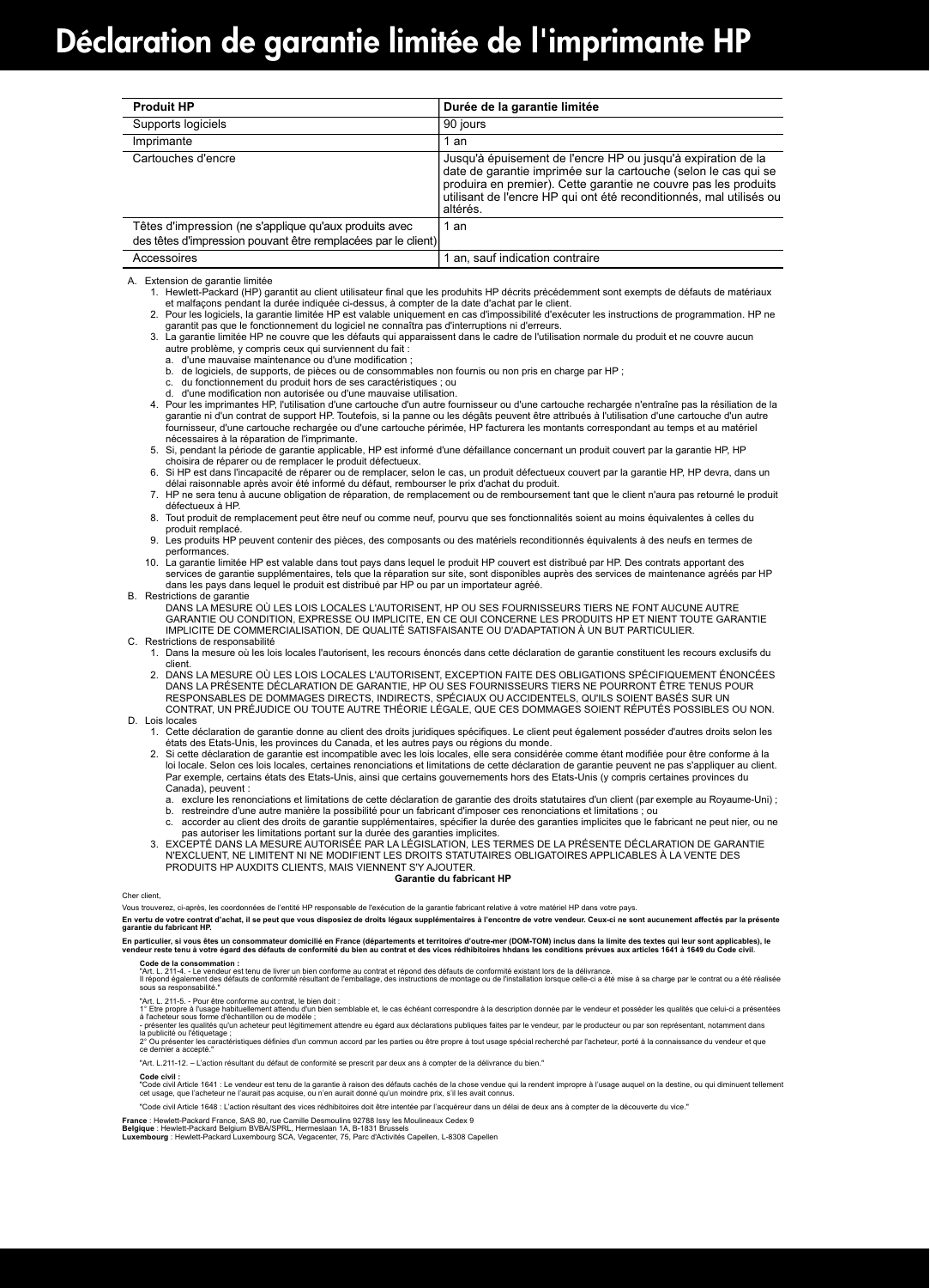# Déclaration de garantie limitée de l'imprimante HP

| Produit HP | Durée de la garantie limitée |
|---|---|
| Supports logiciels | 90 jours |
| Imprimante | 1 an |
| Cartouches d'encre | Jusqu'à épuisement de l'encre HP ou jusqu'à expiration de la date de garantie imprimée sur la cartouche (selon le cas qui se produira en premier). Cette garantie ne couvre pas les produits utilisant de l'encre HP qui ont été reconditionnés, mal utilisés ou altérés. |
| Têtes d'impression (ne s'applique qu'aux produits avec des têtes d'impression pouvant être remplacées par le client) | 1 an |
| Accessoires | 1 an, sauf indication contraire |

A. Extension de garantie limitée
   1. Hewlett-Packard (HP) garantit au client utilisateur final que les produhits HP décrits précédemment sont exempts de défauts de matériaux et malfaçons pendant la durée indiquée ci-dessus, à compter de la date d'achat par le client.
   2. Pour les logiciels, la garantie limitée HP est valable uniquement en cas d'impossibilité d'exécuter les instructions de programmation. HP ne garantit pas que le fonctionnement du logiciel ne connaîtra pas d'interruptions ni d'erreurs.
   3. La garantie limitée HP ne couvre que les défauts qui apparaissent dans le cadre de l'utilisation normale du produit et ne couvre aucun autre problème, y compris ceux qui surviennent du fait :
      a. d'une mauvaise maintenance ou d'une modification ;
      b. de logiciels, de supports, de pièces ou de consommables non fournis ou non pris en charge par HP ;
      c. du fonctionnement du produit hors de ses caractéristiques ; ou
      d. d'une modification non autorisée ou d'une mauvaise utilisation.
   4. Pour les imprimantes HP, l'utilisation d'une cartouche d'un autre fournisseur ou d'une cartouche rechargée n'entraîne pas la résiliation de la garantie ni d'un contrat de support HP. Toutefois, si la panne ou les dégâts peuvent être attribués à l'utilisation d'une cartouche d'un autre fournisseur, d'une cartouche rechargée ou d'une cartouche périmée, HP facturera les montants correspondant au temps et au matériel nécessaires à la réparation de l'imprimante.
   5. Si, pendant la période de garantie applicable, HP est informé d'une défaillance concernant un produit couvert par la garantie HP, HP choisira de réparer ou de remplacer le produit défectueux.
   6. Si HP est dans l'incapacité de réparer ou de remplacer, selon le cas, un produit défectueux couvert par la garantie HP, HP devra, dans un délai raisonnable après avoir été informé du défaut, rembourser le prix d'achat du produit.
   7. HP ne sera tenu à aucune obligation de réparation, de remplacement ou de remboursement tant que le client n'aura pas retourné le produit défectueux à HP.
   8. Tout produit de remplacement peut être neuf ou comme neuf, pourvu que ses fonctionnalités soient au moins équivalentes à celles du produit remplacé.
   9. Les produits HP peuvent contenir des pièces, des composants ou des matériels reconditionnés équivalents à des neufs en termes de performances.
   10. La garantie limitée HP est valable dans tout pays dans lequel le produit HP couvert est distribué par HP. Des contrats apportant des services de garantie supplémentaires, tels que la réparation sur site, sont disponibles auprès des services de maintenance agréés par HP dans les pays dans lequel le produit est distribué par HP ou par un importateur agréé.

B. Restrictions de garantie
   DANS LA MESURE OÙ LES LOIS LOCALES L'AUTORISENT, HP OU SES FOURNISSEURS TIERS NE FONT AUCUNE AUTRE GARANTIE OU CONDITION, EXPRESSE OU IMPLICITE, EN CE QUI CONCERNE LES PRODUITS HP ET NIENT TOUTE GARANTIE IMPLICITE DE COMMERCIALISATION, DE QUALITÉ SATISFAISANTE OU D'ADAPTATION À UN BUT PARTICULIER.

C. Restrictions de responsabilité
   1. Dans la mesure où les lois locales l'autorisent, les recours énoncés dans cette déclaration de garantie constituent les recours exclusifs du client.
   2. DANS LA MESURE OÙ LES LOIS LOCALES L'AUTORISENT, EXCEPTION FAITE DES OBLIGATIONS SPÉCIFIQUEMENT ÉNONCÉES DANS LA PRÉSENTE DÉCLARATION DE GARANTIE, HP OU SES FOURNISSEURS TIERS NE POURRONT ÊTRE TENUS POUR RESPONSABLES DE DOMMAGES DIRECTS, INDIRECTS, SPÉCIAUX OU ACCIDENTELS, QU'ILS SOIENT BASÉS SUR UN CONTRAT, UN PRÉJUDICE OU TOUTE AUTRE THÉORIE LÉGALE, QUE CES DOMMAGES SOIENT RÉPUTÉS POSSIBLES OU NON.

D. Lois locales
   1. Cette déclaration de garantie donne au client des droits juridiques spécifiques. Le client peut également posséder d'autres droits selon les états des Etats-Unis, les provinces du Canada, et les autres pays ou régions du monde.
   2. Si cette déclaration de garantie est incompatible avec les lois locales, elle sera considérée comme étant modifiée pour être conforme à la loi locale. Selon ces lois locales, certaines renonciations et limitations de cette déclaration de garantie peuvent ne pas s'appliquer au client. Par exemple, certains états des Etats-Unis, ainsi que certains gouvernements hors des Etats-Unis (y compris certaines provinces du Canada), peuvent :
      a. exclure les renonciations et limitations de cette déclaration de garantie des droits statutaires d'un client (par exemple au Royaume-Uni) ;
      b. restreindre d'une autre manière la possibilité pour un fabricant d'imposer ces renonciations et limitations ; ou
      c. accorder au client des droits de garantie supplémentaires, spécifier la durée des garanties implicites que le fabricant ne peut nier, ou ne pas autoriser les limitations portant sur la durée des garanties implicites.
   3. EXCEPTÉ DANS LA MESURE AUTORISÉE PAR LA LÉGISLATION, LES TERMES DE LA PRÉSENTE DÉCLARATION DE GARANTIE N'EXCLUENT, NE LIMITENT NI NE MODIFIENT LES DROITS STATUTAIRES OBLIGATOIRES APPLICABLES À LA VENTE DES PRODUITS HP AUXDITS CLIENTS, MAIS VIENNENT S'Y AJOUTER.

**Garantie du fabricant HP**

Cher client,

Vous trouverez, ci-après, les coordonnées de l'entité HP responsable de l'exécution de la garantie fabricant relative à votre matériel HP dans votre pays.

**En vertu de votre contrat d'achat, il se peut que vous disposiez de droits légaux supplémentaires à l'encontre de votre vendeur. Ceux-ci ne sont aucunement affectés par la présente garantie du fabricant HP.**

**En particulier, si vous êtes un consommateur domicilié en France (départements et territoires d'outre-mer (DOM-TOM) inclus dans la limite des textes qui leur sont applicables), le vendeur reste tenu à votre égard des défauts de conformité du bien au contrat et des vices rédhibitoires hhdans les conditions prévues aux articles 1641 à 1649 du Code civil.**

**Code de la consommation :**
"Art. L. 211-4. - Le vendeur est tenu de livrer un bien conforme au contrat et répond des défauts de conformité existant lors de la délivrance.
Il répond également des défauts de conformité résultant de l'emballage, des instructions de montage ou de l'installation lorsque celle-ci a été mise à sa charge par le contrat ou a été réalisée sous sa responsabilité."

"Art. L. 211-5. - Pour être conforme au contrat, le bien doit :
1° Etre propre à l'usage habituellement attendu d'un bien semblable et, le cas échéant correspondre à la description donnée par le vendeur et posséder les qualités que celui-ci a présentées à l'acheteur sous forme d'échantillon ou de modèle ;
- présenter les qualités qu'un acheteur peut légitimement attendre eu égard aux déclarations publiques faites par le vendeur, par le producteur ou par son représentant, notamment dans la publicité ou l'étiquetage ;
2° Ou présenter les caractéristiques définies d'un commun accord par les parties ou être propre à tout usage spécial recherché par l'acheteur, porté à la connaissance du vendeur et que ce dernier a accepté."

"Art. L.211-12. – L'action résultant du défaut de conformité se prescrit par deux ans à compter de la délivrance du bien."

**Code civil :**
"Code civil Article 1641 : Le vendeur est tenu de la garantie à raison des défauts cachés de la chose vendue qui la rendent impropre à l'usage auquel on la destine, ou qui diminuent tellement cet usage, que l'acheteur ne l'aurait pas acquise, ou n'en aurait donné qu'un moindre prix, s'il les avait connus.

"Code civil Article 1648 : L'action résultant des vices rédhibitoires doit être intentée par l'acquéreur dans un délai de deux ans à compter de la découverte du vice."

**France** : Hewlett-Packard France, SAS 80, rue Camille Desmoulins 92788 Issy les Moulineaux Cedex 9
**Belgique** : Hewlett-Packard Belgium BVBA/SPRL, Hermeslaan 1A, B-1831 Brussels
**Luxembourg** : Hewlett-Packard Luxembourg SCA, Vegacenter, 75, Parc d'Activités Capellen, L-8308 Capellen